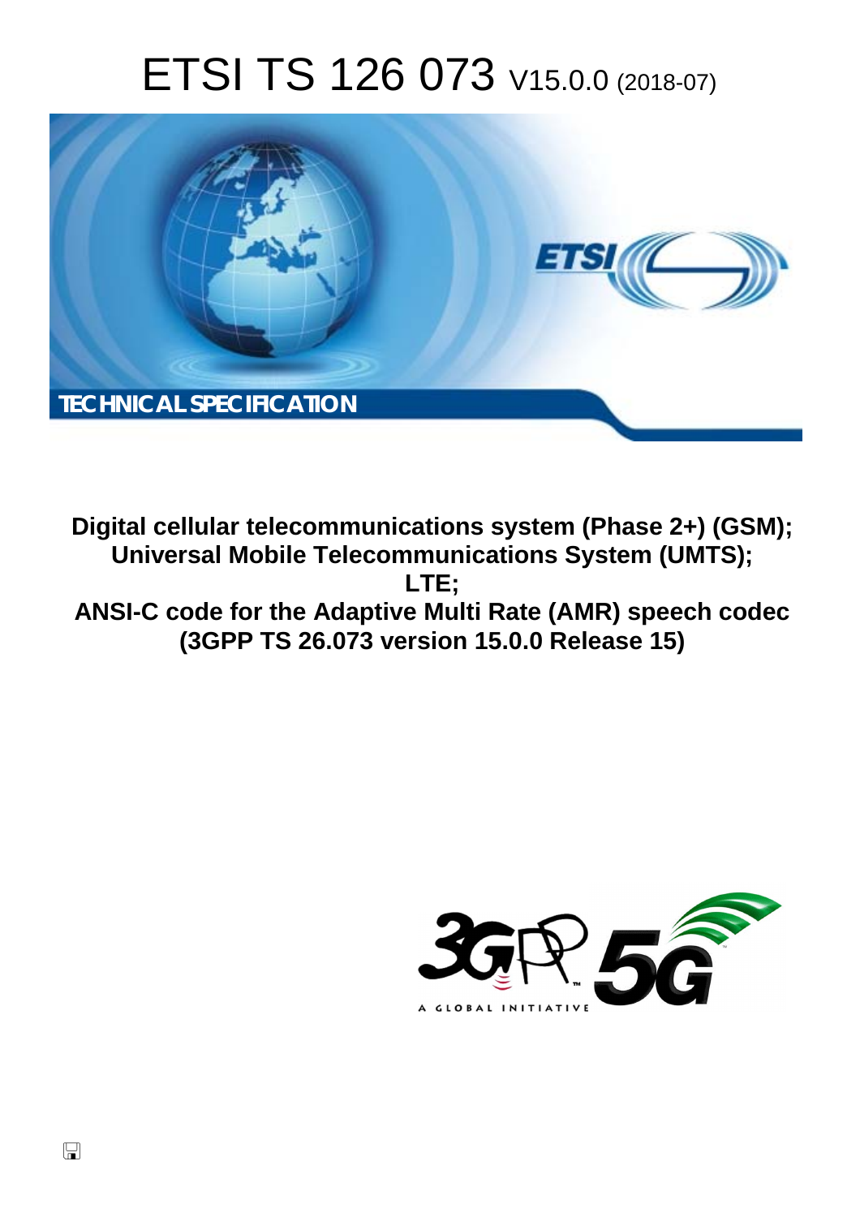# ETSI TS 126 073 V15.0.0 (2018-07)

TECHNICAL SPECIFICATION

**Digital cellular telecommunications system (Phase 2+) (GSM);**
**Universal Mobile Telecommunications System (UMTS);**
**LTE;**
**ANSI-C code for the Adaptive Multi Rate (AMR) speech codec**
**(3GPP TS 26.073 version 15.0.0 Release 15)**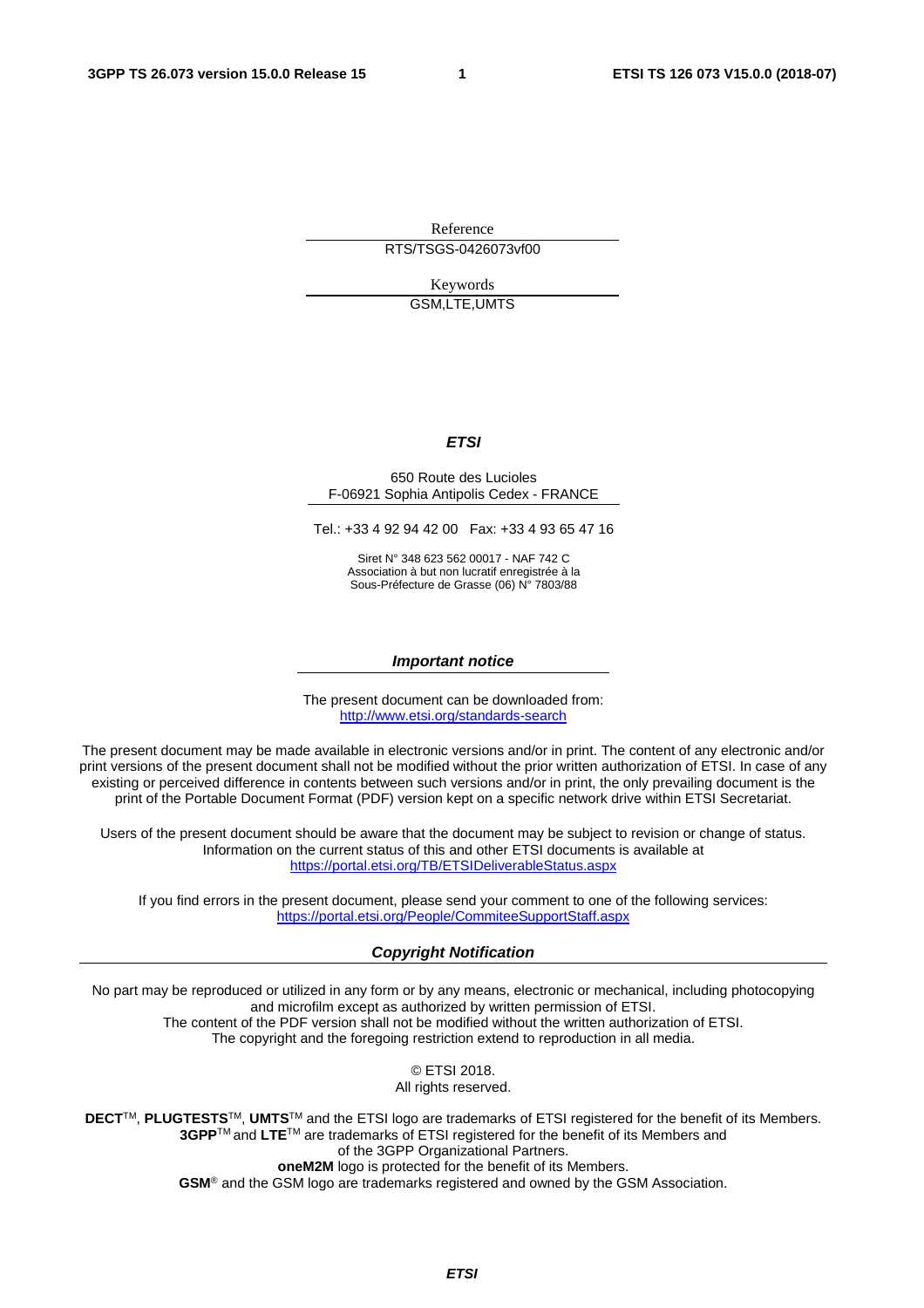Reference

RTS/TSGS-0426073vf00

Keywords

GSM,LTE,UMTS

***ETSI***

650 Route des Lucioles
F-06921 Sophia Antipolis Cedex - FRANCE

Tel.: +33 4 92 94 42 00 Fax: +33 4 93 65 47 16

Siret N° 348 623 562 00017 - NAF 742 C
Association à but non lucratif enregistrée à la
Sous-Préfecture de Grasse (06) N° 7803/88

***Important notice***

The present document can be downloaded from:
http://www.etsi.org/standards-search

The present document may be made available in electronic versions and/or in print. The content of any electronic and/or print versions of the present document shall not be modified without the prior written authorization of ETSI. In case of any existing or perceived difference in contents between such versions and/or in print, the only prevailing document is the print of the Portable Document Format (PDF) version kept on a specific network drive within ETSI Secretariat.

Users of the present document should be aware that the document may be subject to revision or change of status. Information on the current status of this and other ETSI documents is available at
https://portal.etsi.org/TB/ETSIDeliverableStatus.aspx

If you find errors in the present document, please send your comment to one of the following services:
https://portal.etsi.org/People/CommiteeSupportStaff.aspx

***Copyright Notification***

No part may be reproduced or utilized in any form or by any means, electronic or mechanical, including photocopying and microfilm except as authorized by written permission of ETSI.
The content of the PDF version shall not be modified without the written authorization of ETSI.
The copyright and the foregoing restriction extend to reproduction in all media.

© ETSI 2018.
All rights reserved.

**DECT**™, **PLUGTESTS**™, **UMTS**™ and the ETSI logo are trademarks of ETSI registered for the benefit of its Members.
**3GPP**™ and **LTE**™ are trademarks of ETSI registered for the benefit of its Members and of the 3GPP Organizational Partners.
**oneM2M** logo is protected for the benefit of its Members.
**GSM**® and the GSM logo are trademarks registered and owned by the GSM Association.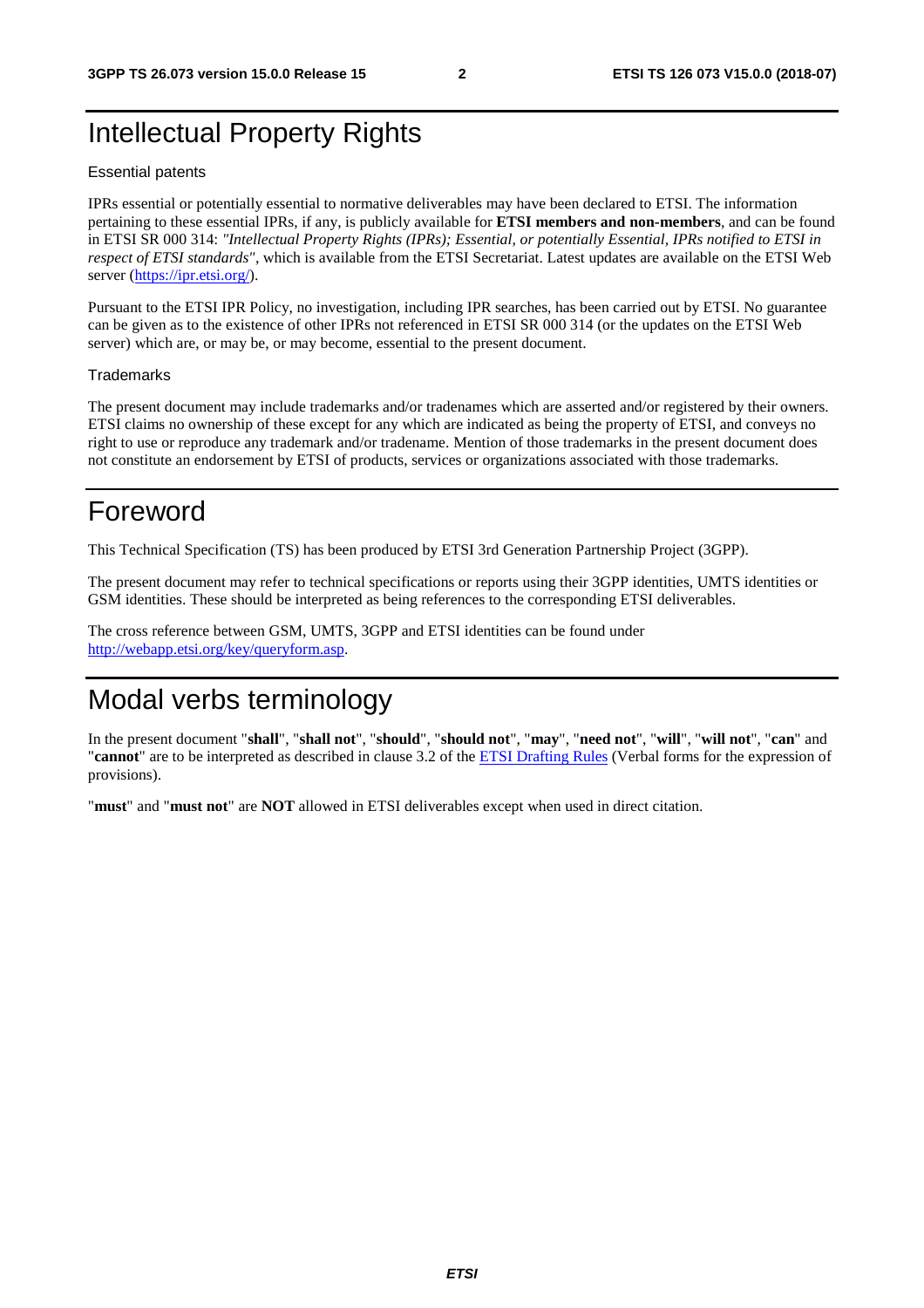# Intellectual Property Rights

Essential patents

IPRs essential or potentially essential to normative deliverables may have been declared to ETSI. The information pertaining to these essential IPRs, if any, is publicly available for **ETSI members and non-members**, and can be found in ETSI SR 000 314: *"Intellectual Property Rights (IPRs); Essential, or potentially Essential, IPRs notified to ETSI in respect of ETSI standards"*, which is available from the ETSI Secretariat. Latest updates are available on the ETSI Web server (https://ipr.etsi.org/).

Pursuant to the ETSI IPR Policy, no investigation, including IPR searches, has been carried out by ETSI. No guarantee can be given as to the existence of other IPRs not referenced in ETSI SR 000 314 (or the updates on the ETSI Web server) which are, or may be, or may become, essential to the present document.

Trademarks

The present document may include trademarks and/or tradenames which are asserted and/or registered by their owners. ETSI claims no ownership of these except for any which are indicated as being the property of ETSI, and conveys no right to use or reproduce any trademark and/or tradename. Mention of those trademarks in the present document does not constitute an endorsement by ETSI of products, services or organizations associated with those trademarks.

# Foreword

This Technical Specification (TS) has been produced by ETSI 3rd Generation Partnership Project (3GPP).

The present document may refer to technical specifications or reports using their 3GPP identities, UMTS identities or GSM identities. These should be interpreted as being references to the corresponding ETSI deliverables.

The cross reference between GSM, UMTS, 3GPP and ETSI identities can be found under http://webapp.etsi.org/key/queryform.asp.

# Modal verbs terminology

In the present document "**shall**", "**shall not**", "**should**", "**should not**", "**may**", "**need not**", "**will**", "**will not**", "**can**" and "**cannot**" are to be interpreted as described in clause 3.2 of the ETSI Drafting Rules (Verbal forms for the expression of provisions).

"**must**" and "**must not**" are **NOT** allowed in ETSI deliverables except when used in direct citation.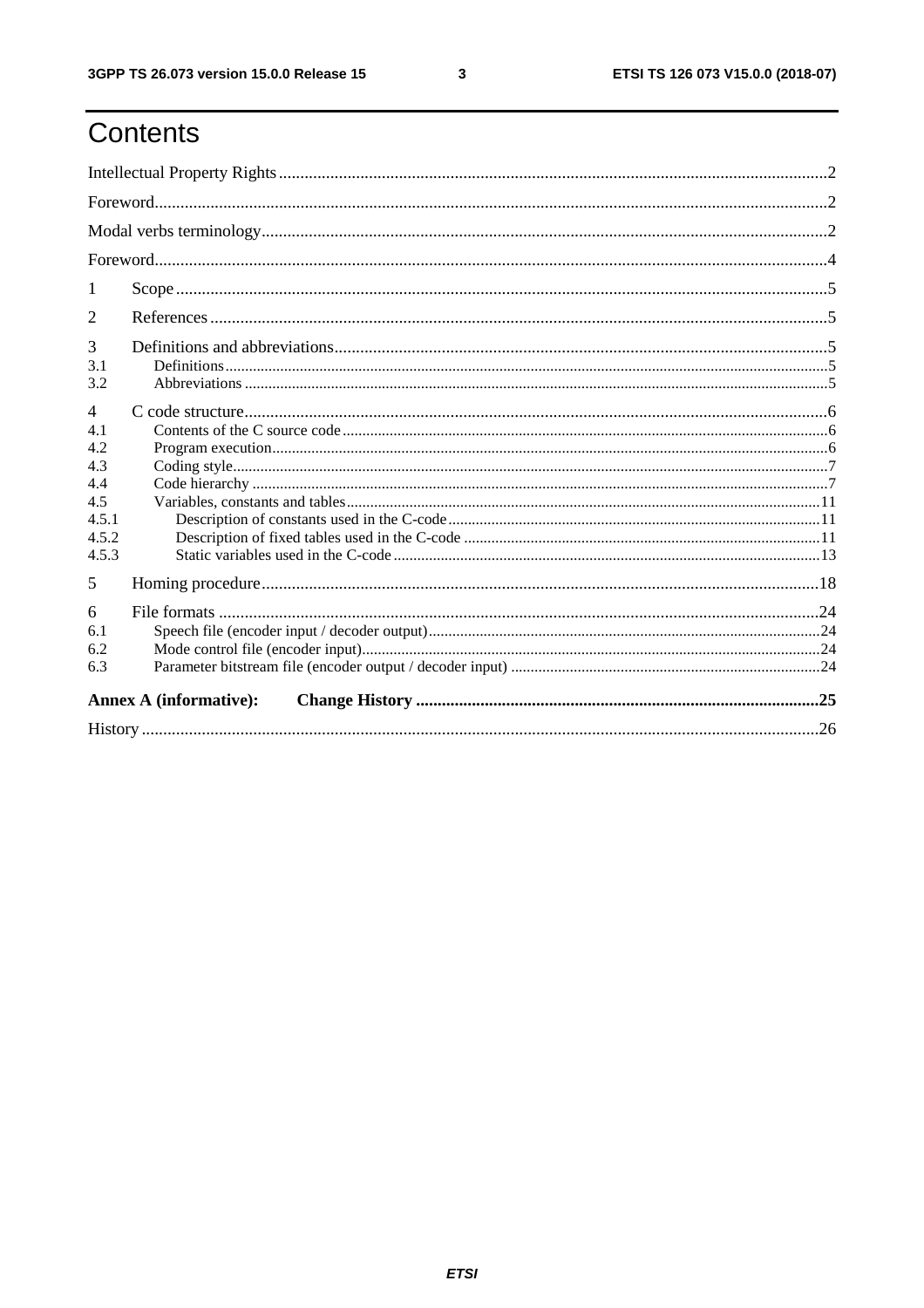# Contents

Intellectual Property Rights ... 2

Foreword ... 2

Modal verbs terminology ... 2

Foreword ... 4

1 Scope ... 5

2 References ... 5

3 Definitions and abbreviations ... 5

3.1 Definitions ... 5

3.2 Abbreviations ... 5

4 C code structure ... 6

4.1 Contents of the C source code ... 6

4.2 Program execution ... 6

4.3 Coding style ... 7

4.4 Code hierarchy ... 7

4.5 Variables, constants and tables ... 11

4.5.1 Description of constants used in the C-code ... 11

4.5.2 Description of fixed tables used in the C-code ... 11

4.5.3 Static variables used in the C-code ... 13

5 Homing procedure ... 18

6 File formats ... 24

6.1 Speech file (encoder input / decoder output) ... 24

6.2 Mode control file (encoder input) ... 24

6.3 Parameter bitstream file (encoder output / decoder input) ... 24

**Annex A (informative): Change History ... 25**

History ... 26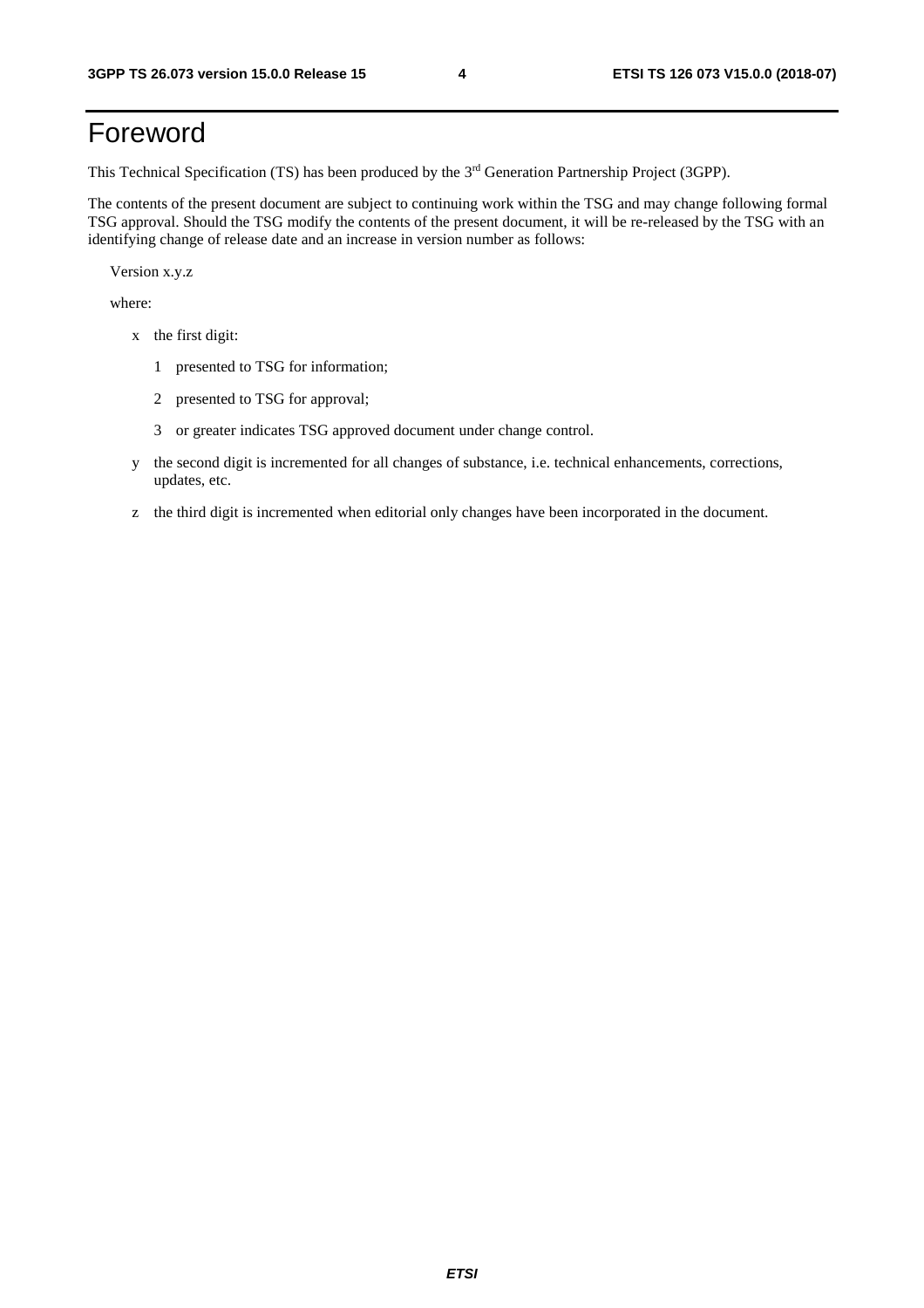# Foreword

This Technical Specification (TS) has been produced by the 3rd Generation Partnership Project (3GPP).

The contents of the present document are subject to continuing work within the TSG and may change following formal TSG approval. Should the TSG modify the contents of the present document, it will be re-released by the TSG with an identifying change of release date and an increase in version number as follows:

Version x.y.z

where:

- x the first digit:
  - 1 presented to TSG for information;
  - 2 presented to TSG for approval;
  - 3 or greater indicates TSG approved document under change control.
- y the second digit is incremented for all changes of substance, i.e. technical enhancements, corrections, updates, etc.
- z the third digit is incremented when editorial only changes have been incorporated in the document.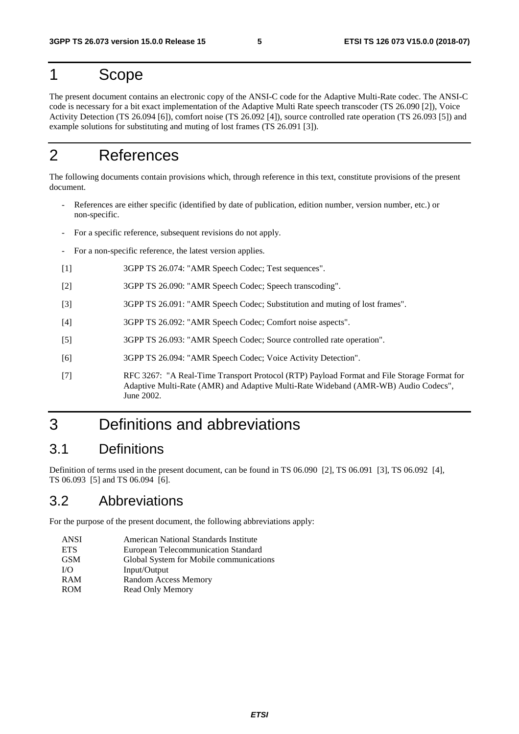# 1 Scope

The present document contains an electronic copy of the ANSI-C code for the Adaptive Multi-Rate codec. The ANSI-C code is necessary for a bit exact implementation of the Adaptive Multi Rate speech transcoder (TS 26.090 [2]), Voice Activity Detection (TS 26.094 [6]), comfort noise (TS 26.092 [4]), source controlled rate operation (TS 26.093 [5]) and example solutions for substituting and muting of lost frames (TS 26.091 [3]).

# 2 References

The following documents contain provisions which, through reference in this text, constitute provisions of the present document.

- References are either specific (identified by date of publication, edition number, version number, etc.) or non-specific.
- For a specific reference, subsequent revisions do not apply.
- For a non-specific reference, the latest version applies.

[1] 3GPP TS 26.074: "AMR Speech Codec; Test sequences".

[2] 3GPP TS 26.090: "AMR Speech Codec; Speech transcoding".

[3] 3GPP TS 26.091: "AMR Speech Codec; Substitution and muting of lost frames".

[4] 3GPP TS 26.092: "AMR Speech Codec; Comfort noise aspects".

[5] 3GPP TS 26.093: "AMR Speech Codec; Source controlled rate operation".

[6] 3GPP TS 26.094: "AMR Speech Codec; Voice Activity Detection".

[7] RFC 3267: "A Real-Time Transport Protocol (RTP) Payload Format and File Storage Format for Adaptive Multi-Rate (AMR) and Adaptive Multi-Rate Wideband (AMR-WB) Audio Codecs", June 2002.

# 3 Definitions and abbreviations

## 3.1 Definitions

Definition of terms used in the present document, can be found in TS 06.090 [2], TS 06.091 [3], TS 06.092 [4], TS 06.093 [5] and TS 06.094 [6].

## 3.2 Abbreviations

For the purpose of the present document, the following abbreviations apply:

| | |
|---|---|
| ANSI | American National Standards Institute |
| ETS | European Telecommunication Standard |
| GSM | Global System for Mobile communications |
| I/O | Input/Output |
| RAM | Random Access Memory |
| ROM | Read Only Memory |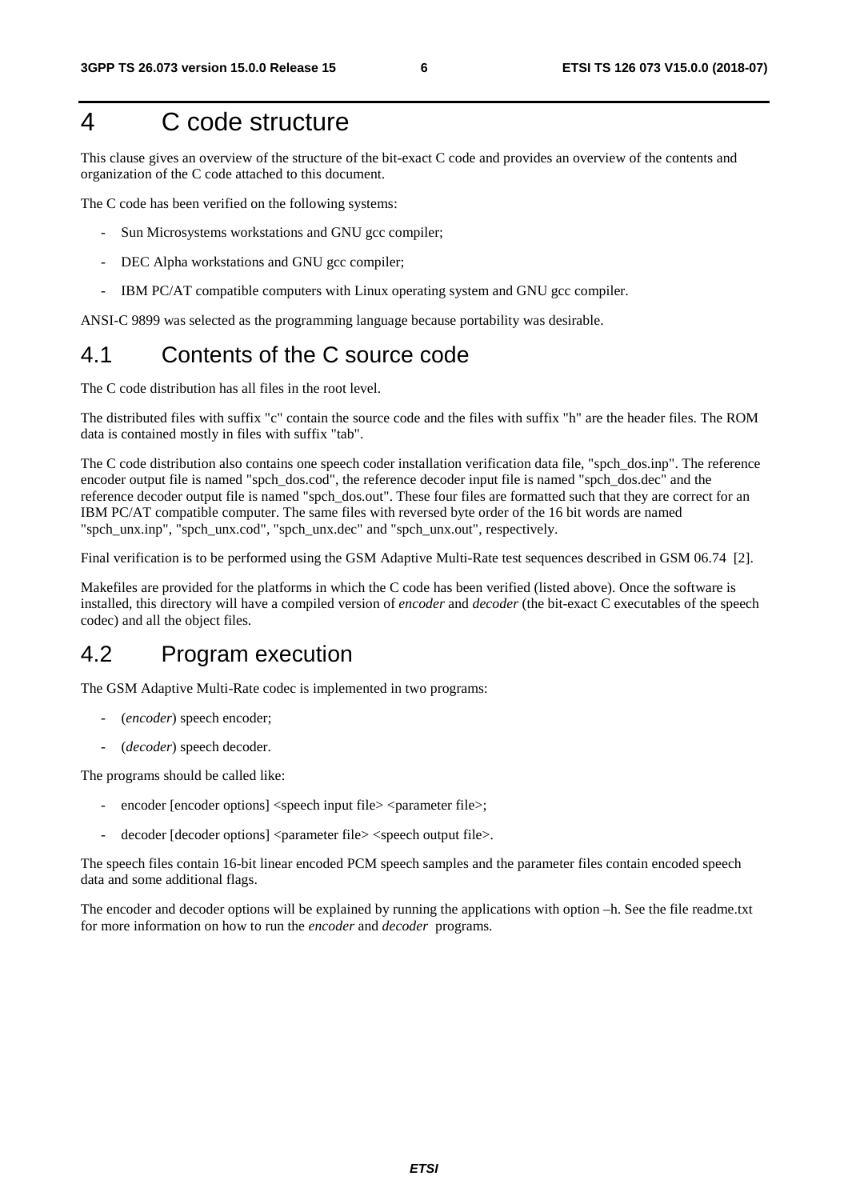# 4 C code structure

This clause gives an overview of the structure of the bit-exact C code and provides an overview of the contents and organization of the C code attached to this document.

The C code has been verified on the following systems:

- Sun Microsystems workstations and GNU gcc compiler;
- DEC Alpha workstations and GNU gcc compiler;
- IBM PC/AT compatible computers with Linux operating system and GNU gcc compiler.

ANSI-C 9899 was selected as the programming language because portability was desirable.

## 4.1 Contents of the C source code

The C code distribution has all files in the root level.

The distributed files with suffix "c" contain the source code and the files with suffix "h" are the header files. The ROM data is contained mostly in files with suffix "tab".

The C code distribution also contains one speech coder installation verification data file, "spch_dos.inp". The reference encoder output file is named "spch_dos.cod", the reference decoder input file is named "spch_dos.dec" and the reference decoder output file is named "spch_dos.out". These four files are formatted such that they are correct for an IBM PC/AT compatible computer. The same files with reversed byte order of the 16 bit words are named "spch_unx.inp", "spch_unx.cod", "spch_unx.dec" and "spch_unx.out", respectively.

Final verification is to be performed using the GSM Adaptive Multi-Rate test sequences described in GSM 06.74 [2].

Makefiles are provided for the platforms in which the C code has been verified (listed above). Once the software is installed, this directory will have a compiled version of *encoder* and *decoder* (the bit-exact C executables of the speech codec) and all the object files.

## 4.2 Program execution

The GSM Adaptive Multi-Rate codec is implemented in two programs:

- (*encoder*) speech encoder;
- (*decoder*) speech decoder.

The programs should be called like:

- encoder [encoder options] <speech input file> <parameter file>;
- decoder [decoder options] <parameter file> <speech output file>.

The speech files contain 16-bit linear encoded PCM speech samples and the parameter files contain encoded speech data and some additional flags.

The encoder and decoder options will be explained by running the applications with option –h. See the file readme.txt for more information on how to run the *encoder* and *decoder* programs.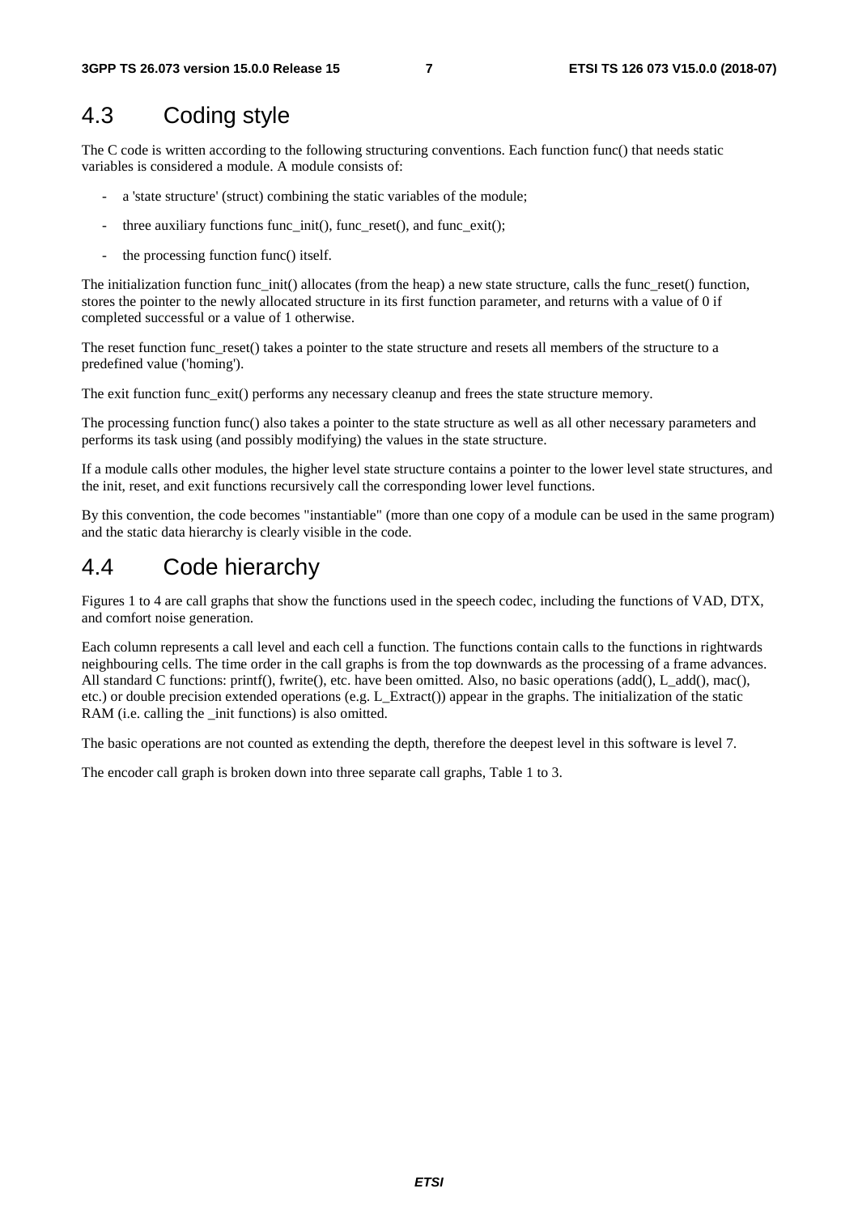## 4.3 Coding style

The C code is written according to the following structuring conventions. Each function func() that needs static variables is considered a module. A module consists of:

- a 'state structure' (struct) combining the static variables of the module;
- three auxiliary functions func_init(), func_reset(), and func_exit();
- the processing function func() itself.

The initialization function func_init() allocates (from the heap) a new state structure, calls the func_reset() function, stores the pointer to the newly allocated structure in its first function parameter, and returns with a value of 0 if completed successful or a value of 1 otherwise.

The reset function func_reset() takes a pointer to the state structure and resets all members of the structure to a predefined value ('homing').

The exit function func_exit() performs any necessary cleanup and frees the state structure memory.

The processing function func() also takes a pointer to the state structure as well as all other necessary parameters and performs its task using (and possibly modifying) the values in the state structure.

If a module calls other modules, the higher level state structure contains a pointer to the lower level state structures, and the init, reset, and exit functions recursively call the corresponding lower level functions.

By this convention, the code becomes "instantiable" (more than one copy of a module can be used in the same program) and the static data hierarchy is clearly visible in the code.

## 4.4 Code hierarchy

Figures 1 to 4 are call graphs that show the functions used in the speech codec, including the functions of VAD, DTX, and comfort noise generation.

Each column represents a call level and each cell a function. The functions contain calls to the functions in rightwards neighbouring cells. The time order in the call graphs is from the top downwards as the processing of a frame advances. All standard C functions: printf(), fwrite(), etc. have been omitted. Also, no basic operations (add(), L_add(), mac(), etc.) or double precision extended operations (e.g. L_Extract()) appear in the graphs. The initialization of the static RAM (i.e. calling the _init functions) is also omitted.

The basic operations are not counted as extending the depth, therefore the deepest level in this software is level 7.

The encoder call graph is broken down into three separate call graphs, Table 1 to 3.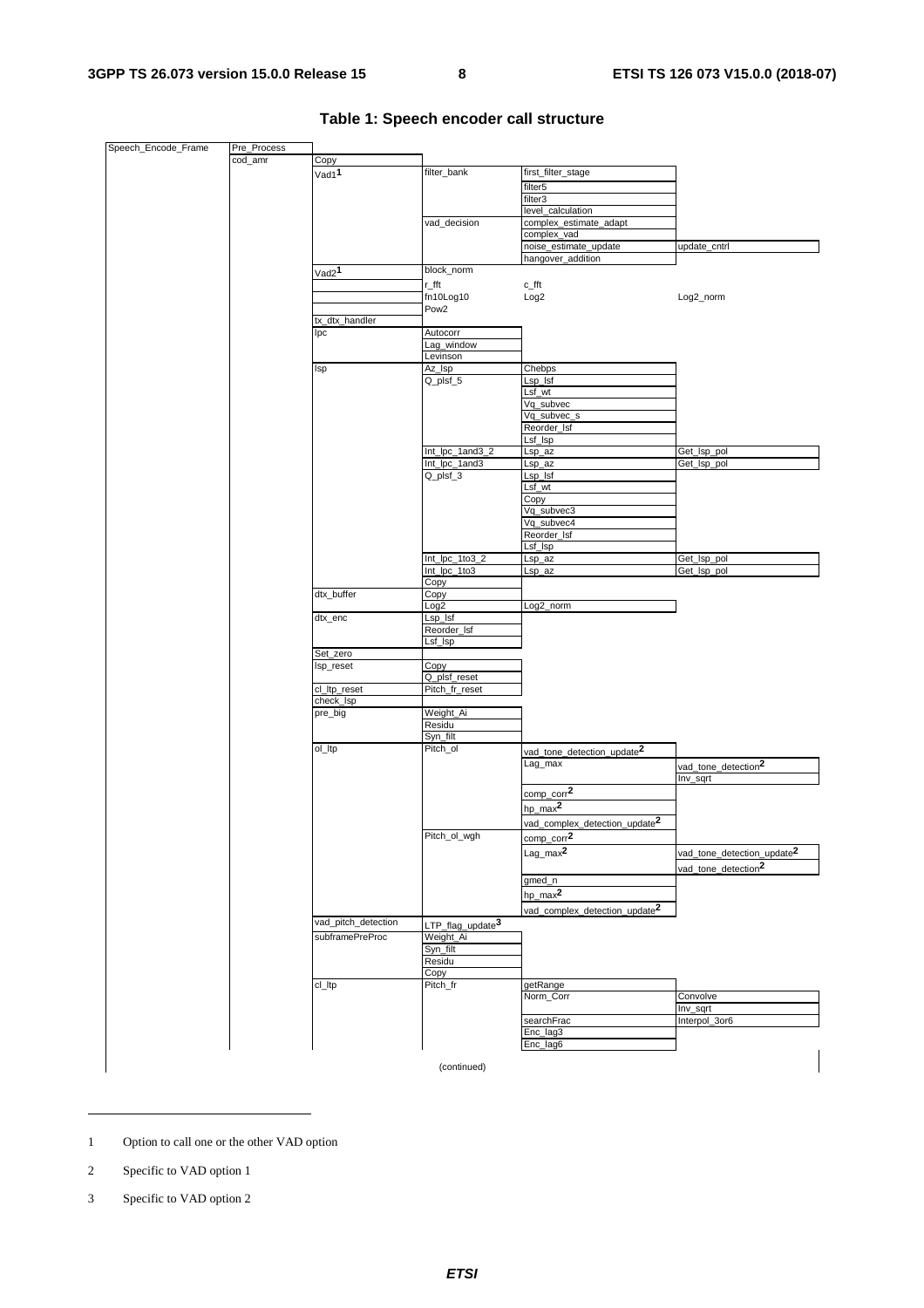**Table 1: Speech encoder call structure**

| | | | | | |
|---|---|---|---|---|---|
| Speech_Encode_Frame | Pre_Process | | | | |
| | cod_amr | Copy | | | |
| | | Vad1[1] | filter_bank | first_filter_stage | |
| | | | | filter5 | |
| | | | | filter3 | |
| | | | | level_calculation | |
| | | | vad_decision | complex_estimate_adapt | |
| | | | | complex_vad | |
| | | | | noise_estimate_update | update_cntrl |
| | | | | hangover_addition | |
| | | Vad2[1] | block_norm | | |
| | | | r_fft | c_fft | |
| | | | fn10Log10 | Log2 | Log2_norm |
| | | | Pow2 | | |
| | | tx_dtx_handler | | | |
| | | lpc | Autocorr | | |
| | | | Lag_window | | |
| | | | Levinson | | |
| | | lsp | Az_lsp | Chebps | |
| | | | Q_plsf_5 | Lsp_lsf | |
| | | | | Lsf_wt | |
| | | | | Vq_subvec | |
| | | | | Vq_subvec_s | |
| | | | | Reorder_lsf | |
| | | | | Lsf_lsp | |
| | | | Int_lpc_1and3_2 | Lsp_az | Get_lsp_pol |
| | | | Int_lpc_1and3 | Lsp_az | Get_lsp_pol |
| | | | Q_plsf_3 | Lsp_lsf | |
| | | | | Lsf_wt | |
| | | | | Copy | |
| | | | | Vq_subvec3 | |
| | | | | Vq_subvec4 | |
| | | | | Reorder_lsf | |
| | | | | Lsf_lsp | |
| | | | Int_lpc_1to3_2 | Lsp_az | Get_lsp_pol |
| | | | Int_lpc_1to3 | Lsp_az | Get_lsp_pol |
| | | | Copy | | |
| | | dtx_buffer | Copy | | |
| | | | Log2 | Log2_norm | |
| | | dtx_enc | Lsp_lsf | | |
| | | | Reorder_lsf | | |
| | | | Lsf_lsp | | |
| | | Set_zero | | | |
| | | lsp_reset | Copy | | |
| | | | Q_plsf_reset | | |
| | | cl_ltp_reset | Pitch_fr_reset | | |
| | | check_lsp | | | |
| | | pre_big | Weight_Ai | | |
| | | | Residu | | |
| | | | Syn_filt | | |
| | | ol_ltp | Pitch_ol | vad_tone_detection_update[2] | |
| | | | | Lag_max | vad_tone_detection[2] |
| | | | | | Inv_sqrt |
| | | | | comp_corr[2] | |
| | | | | hp_max[2] | |
| | | | | vad_complex_detection_update[2] | |
| | | | Pitch_ol_wgh | comp_corr[2] | |
| | | | | Lag_max[2] | vad_tone_detection_update[2] |
| | | | | | vad_tone_detection[2] |
| | | | | gmed_n | |
| | | | | hp_max[2] | |
| | | | | vad_complex_detection_update[2] | |
| | | vad_pitch_detection | LTP_flag_update[3] | | |
| | | subframePreProc | Weight_Ai | | |
| | | | Syn_filt | | |
| | | | Residu | | |
| | | | Copy | | |
| | | cl_ltp | Pitch_fr | getRange | |
| | | | | Norm_Corr | Convolve |
| | | | | | Inv_sqrt |
| | | | | searchFrac | Interpol_3or6 |
| | | | | Enc_lag3 | |
| | | | | Enc_lag6 | |

(continued)

1 Option to call one or the other VAD option

2 Specific to VAD option 1

3 Specific to VAD option 2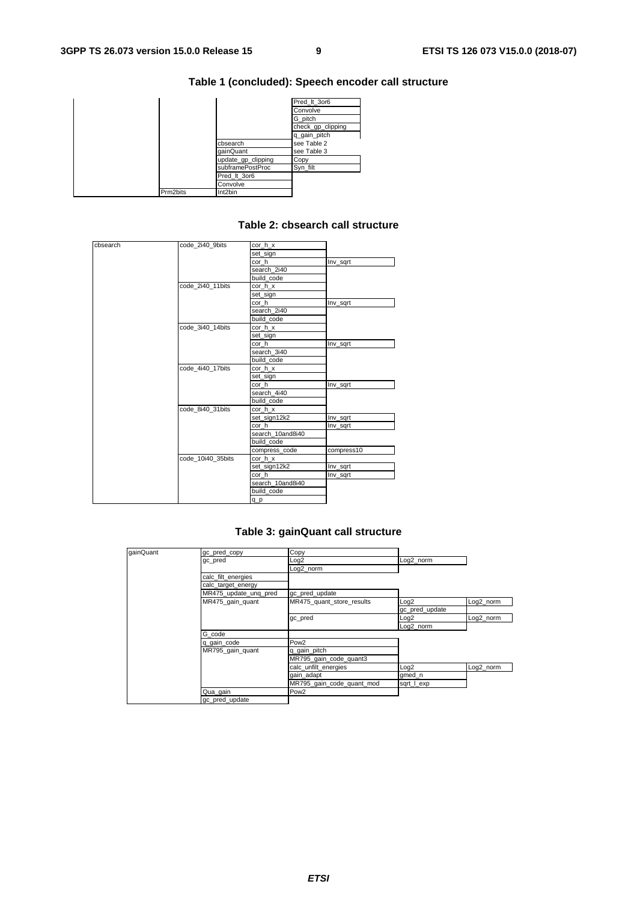## Table 1 (concluded): Speech encoder call structure

| | | | |
|---|---|---|---|
| | | | Pred_lt_3or6 |
| | | | Convolve |
| | | | G_pitch |
| | | | check_gp_clipping |
| | | | q_gain_pitch |
| | | cbsearch | see Table 2 |
| | | gainQuant | see Table 3 |
| | | update_gp_clipping | Copy |
| | | subframePostProc | Syn_filt |
| | | Pred_lt_3or6 | |
| | | Convolve | |
| | Prm2bits | Int2bin | |

## Table 2: cbsearch call structure

| | | | |
|---|---|---|---|
| cbsearch | code_2i40_9bits | cor_h_x | |
| | | set_sign | |
| | | cor_h | Inv_sqrt |
| | | search_2i40 | |
| | | build_code | |
| | code_2i40_11bits | cor_h_x | |
| | | set_sign | |
| | | cor_h | Inv_sqrt |
| | | search_2i40 | |
| | | build_code | |
| | code_3i40_14bits | cor_h_x | |
| | | set_sign | |
| | | cor_h | Inv_sqrt |
| | | search_3i40 | |
| | | build_code | |
| | code_4i40_17bits | cor_h_x | |
| | | set_sign | |
| | | cor_h | Inv_sqrt |
| | | search_4i40 | |
| | | build_code | |
| | code_8i40_31bits | cor_h_x | |
| | | set_sign12k2 | Inv_sqrt |
| | | cor_h | Inv_sqrt |
| | | search_10and8i40 | |
| | | build_code | |
| | | compress_code | compress10 |
| | code_10i40_35bits | cor_h_x | |
| | | set_sign12k2 | Inv_sqrt |
| | | cor_h | Inv_sqrt |
| | | search_10and8i40 | |
| | | build_code | |
| | | q_p | |

## Table 3: gainQuant call structure

| | | | | |
|---|---|---|---|---|
| gainQuant | gc_pred_copy | Copy | | |
| | gc_pred | Log2 | Log2_norm | |
| | | Log2_norm | | |
| | calc_filt_energies | | | |
| | calc_target_energy | | | |
| | MR475_update_unq_pred | gc_pred_update | | |
| | MR475_gain_quant | MR475_quant_store_results | Log2 | Log2_norm |
| | | | gc_pred_update | |
| | | gc_pred | Log2 | Log2_norm |
| | | | Log2_norm | |
| | G_code | | | |
| | q_gain_code | Pow2 | | |
| | MR795_gain_quant | q_gain_pitch | | |
| | | MR795_gain_code_quant3 | | |
| | | calc_unfilt_energies | Log2 | Log2_norm |
| | | gain_adapt | gmed_n | |
| | | MR795_gain_code_quant_mod | sqrt_l_exp | |
| | Qua_gain | Pow2 | | |
| | gc_pred_update | | | |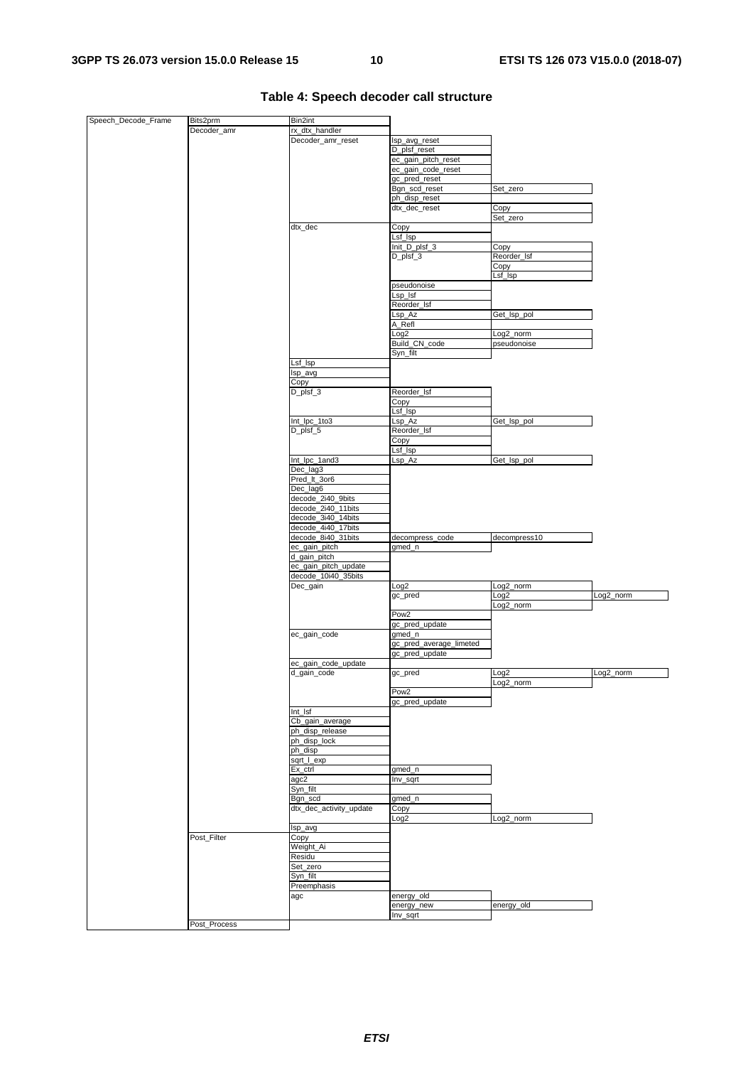**Table 4: Speech decoder call structure**

| | | | | |
|---|---|---|---|---|
| Speech_Decode_Frame | Bits2prm | Bin2int | | |
| | Decoder_amr | rx_dtx_handler | | |
| | | Decoder_amr_reset | lsp_avg_reset | |
| | | | D_plsf_reset | |
| | | | ec_gain_pitch_reset | |
| | | | ec_gain_code_reset | |
| | | | gc_pred_reset | |
| | | | Bgn_scd_reset | Set_zero |
| | | | ph_disp_reset | |
| | | | dtx_dec_reset | Copy |
| | | | | Set_zero |
| | | dtx_dec | Copy | |
| | | | Lsf_lsp | |
| | | | Init_D_plsf_3 | Copy |
| | | | D_plsf_3 | Reorder_lsf |
| | | | | Copy |
| | | | | Lsf_lsp |
| | | | pseudonoise | |
| | | | Lsp_lsf | |
| | | | Reorder_lsf | |
| | | | Lsp_Az | Get_lsp_pol |
| | | | A_Refl | |
| | | | Log2 | Log2_norm |
| | | | Build_CN_code | pseudonoise |
| | | | Syn_filt | |
| | | Lsf_lsp | | |
| | | lsp_avg | | |
| | | Copy | | |
| | | D_plsf_3 | Reorder_lsf | |
| | | | Copy | |
| | | | Lsf_lsp | |
| | | Int_lpc_1to3 | Lsp_Az | Get_lsp_pol |
| | | D_plsf_5 | Reorder_lsf | |
| | | | Copy | |
| | | | Lsf_lsp | |
| | | Int_lpc_1and3 | Lsp_Az | Get_lsp_pol |
| | | Dec_lag3 | | |
| | | Pred_lt_3or6 | | |
| | | Dec_lag6 | | |
| | | decode_2i40_9bits | | |
| | | decode_2i40_11bits | | |
| | | decode_3i40_14bits | | |
| | | decode_4i40_17bits | | |
| | | decode_8i40_31bits | decompress_code | decompress10 |
| | | ec_gain_pitch | gmed_n | |
| | | d_gain_pitch | | |
| | | ec_gain_pitch_update | | |
| | | decode_10i40_35bits | | |
| | | Dec_gain | Log2 | Log2_norm |
| | | | gc_pred | Log2 | Log2_norm
| | | | | Log2_norm |
| | | | Pow2 | |
| | | | gc_pred_update | |
| | | ec_gain_code | gmed_n | |
| | | | gc_pred_average_limeted | |
| | | | gc_pred_update | |
| | | ec_gain_code_update | | |
| | | d_gain_code | gc_pred | Log2 | Log2_norm
| | | | | Log2_norm |
| | | | Pow2 | |
| | | | gc_pred_update | |
| | | Int_lsf | | |
| | | Cb_gain_average | | |
| | | ph_disp_release | | |
| | | ph_disp_lock | | |
| | | ph_disp | | |
| | | sqrt_l_exp | | |
| | | Ex_ctrl | gmed_n | |
| | | agc2 | Inv_sqrt | |
| | | Syn_filt | | |
| | | Bgn_scd | gmed_n | |
| | | dtx_dec_activity_update | Copy | |
| | | | Log2 | Log2_norm |
| | | lsp_avg | | |
| | Post_Filter | Copy | | |
| | | Weight_Ai | | |
| | | Residu | | |
| | | Set_zero | | |
| | | Syn_filt | | |
| | | Preemphasis | | |
| | | agc | energy_old | |
| | | | energy_new | energy_old |
| | | | Inv_sqrt | |
| | Post_Process | | | |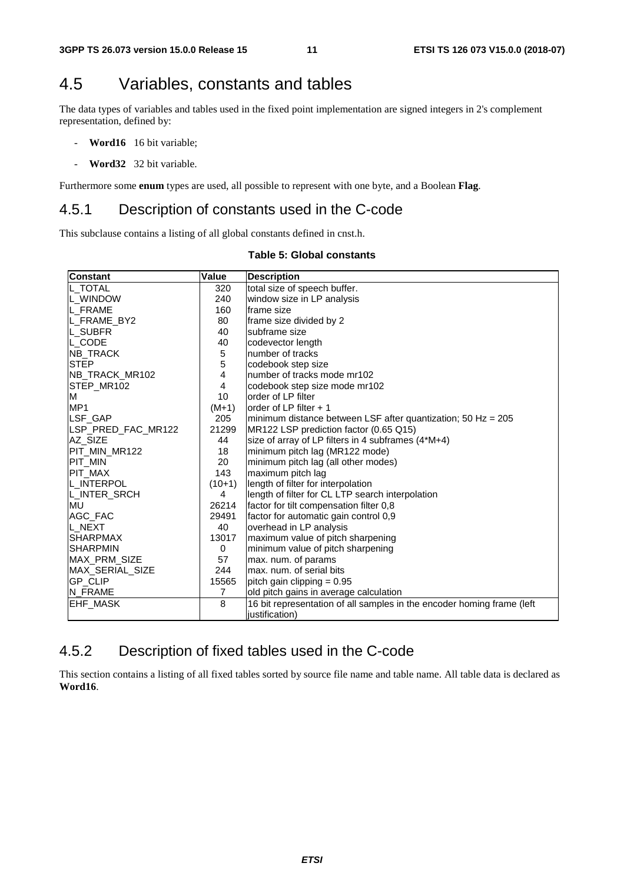## 4.5 Variables, constants and tables

The data types of variables and tables used in the fixed point implementation are signed integers in 2's complement representation, defined by:

- **Word16** 16 bit variable;
- **Word32** 32 bit variable.

Furthermore some **enum** types are used, all possible to represent with one byte, and a Boolean **Flag**.

### 4.5.1 Description of constants used in the C-code

This subclause contains a listing of all global constants defined in cnst.h.

**Table 5: Global constants**

| Constant | Value | Description |
|---|---|---|
| L_TOTAL | 320 | total size of speech buffer. |
| L_WINDOW | 240 | window size in LP analysis |
| L_FRAME | 160 | frame size |
| L_FRAME_BY2 | 80 | frame size divided by 2 |
| L_SUBFR | 40 | subframe size |
| L_CODE | 40 | codevector length |
| NB_TRACK | 5 | number of tracks |
| STEP | 5 | codebook step size |
| NB_TRACK_MR102 | 4 | number of tracks mode mr102 |
| STEP_MR102 | 4 | codebook step size mode mr102 |
| M | 10 | order of LP filter |
| MP1 | (M+1) | order of LP filter + 1 |
| LSF_GAP | 205 | minimum distance between LSF after quantization; 50 Hz = 205 |
| LSP_PRED_FAC_MR122 | 21299 | MR122 LSP prediction factor (0.65 Q15) |
| AZ_SIZE | 44 | size of array of LP filters in 4 subframes (4*M+4) |
| PIT_MIN_MR122 | 18 | minimum pitch lag (MR122 mode) |
| PIT_MIN | 20 | minimum pitch lag (all other modes) |
| PIT_MAX | 143 | maximum pitch lag |
| L_INTERPOL | (10+1) | length of filter for interpolation |
| L_INTER_SRCH | 4 | length of filter for CL LTP search interpolation |
| MU | 26214 | factor for tilt compensation filter 0,8 |
| AGC_FAC | 29491 | factor for automatic gain control 0,9 |
| L_NEXT | 40 | overhead in LP analysis |
| SHARPMAX | 13017 | maximum value of pitch sharpening |
| SHARPMIN | 0 | minimum value of pitch sharpening |
| MAX_PRM_SIZE | 57 | max. num. of params |
| MAX_SERIAL_SIZE | 244 | max. num. of serial bits |
| GP_CLIP | 15565 | pitch gain clipping = 0.95 |
| N_FRAME | 7 | old pitch gains in average calculation |
| EHF_MASK | 8 | 16 bit representation of all samples in the encoder homing frame (left justification) |

### 4.5.2 Description of fixed tables used in the C-code

This section contains a listing of all fixed tables sorted by source file name and table name. All table data is declared as **Word16**.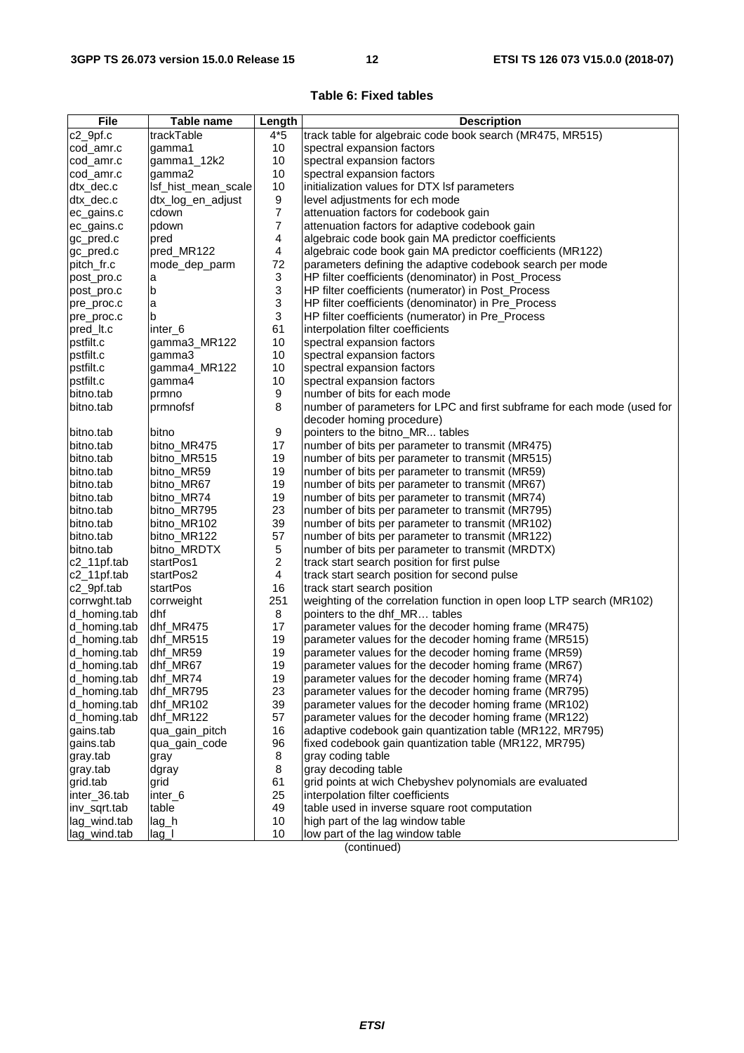**Table 6: Fixed tables**

| File | Table name | Length | Description |
|---|---|---|---|
| c2_9pf.c | trackTable | 4*5 | track table for algebraic code book search (MR475, MR515) |
| cod_amr.c | gamma1 | 10 | spectral expansion factors |
| cod_amr.c | gamma1_12k2 | 10 | spectral expansion factors |
| cod_amr.c | gamma2 | 10 | spectral expansion factors |
| dtx_dec.c | lsf_hist_mean_scale | 10 | initialization values for DTX lsf parameters |
| dtx_dec.c | dtx_log_en_adjust | 9 | level adjustments for ech mode |
| ec_gains.c | cdown | 7 | attenuation factors for codebook gain |
| ec_gains.c | pdown | 7 | attenuation factors for adaptive codebook gain |
| gc_pred.c | pred | 4 | algebraic code book gain MA predictor coefficients |
| gc_pred.c | pred_MR122 | 4 | algebraic code book gain MA predictor coefficients (MR122) |
| pitch_fr.c | mode_dep_parm | 72 | parameters defining the adaptive codebook search per mode |
| post_pro.c | a | 3 | HP filter coefficients (denominator) in Post_Process |
| post_pro.c | b | 3 | HP filter coefficients (numerator) in Post_Process |
| pre_proc.c | a | 3 | HP filter coefficients (denominator) in Pre_Process |
| pre_proc.c | b | 3 | HP filter coefficients (numerator) in Pre_Process |
| pred_lt.c | inter_6 | 61 | interpolation filter coefficients |
| pstfilt.c | gamma3_MR122 | 10 | spectral expansion factors |
| pstfilt.c | gamma3 | 10 | spectral expansion factors |
| pstfilt.c | gamma4_MR122 | 10 | spectral expansion factors |
| pstfilt.c | gamma4 | 10 | spectral expansion factors |
| bitno.tab | prmno | 9 | number of bits for each mode |
| bitno.tab | prmnofsf | 8 | number of parameters for LPC and first subframe for each mode (used for decoder homing procedure) |
| bitno.tab | bitno | 9 | pointers to the bitno_MR... tables |
| bitno.tab | bitno_MR475 | 17 | number of bits per parameter to transmit (MR475) |
| bitno.tab | bitno_MR515 | 19 | number of bits per parameter to transmit (MR515) |
| bitno.tab | bitno_MR59 | 19 | number of bits per parameter to transmit (MR59) |
| bitno.tab | bitno_MR67 | 19 | number of bits per parameter to transmit (MR67) |
| bitno.tab | bitno_MR74 | 19 | number of bits per parameter to transmit (MR74) |
| bitno.tab | bitno_MR795 | 23 | number of bits per parameter to transmit (MR795) |
| bitno.tab | bitno_MR102 | 39 | number of bits per parameter to transmit (MR102) |
| bitno.tab | bitno_MR122 | 57 | number of bits per parameter to transmit (MR122) |
| bitno.tab | bitno_MRDTX | 5 | number of bits per parameter to transmit (MRDTX) |
| c2_11pf.tab | startPos1 | 2 | track start search position for first pulse |
| c2_11pf.tab | startPos2 | 4 | track start search position for second pulse |
| c2_9pf.tab | startPos | 16 | track start search position |
| corrwght.tab | corrweight | 251 | weighting of the correlation function in open loop LTP search (MR102) |
| d_homing.tab | dhf | 8 | pointers to the dhf_MR… tables |
| d_homing.tab | dhf_MR475 | 17 | parameter values for the decoder homing frame (MR475) |
| d_homing.tab | dhf_MR515 | 19 | parameter values for the decoder homing frame (MR515) |
| d_homing.tab | dhf_MR59 | 19 | parameter values for the decoder homing frame (MR59) |
| d_homing.tab | dhf_MR67 | 19 | parameter values for the decoder homing frame (MR67) |
| d_homing.tab | dhf_MR74 | 19 | parameter values for the decoder homing frame (MR74) |
| d_homing.tab | dhf_MR795 | 23 | parameter values for the decoder homing frame (MR795) |
| d_homing.tab | dhf_MR102 | 39 | parameter values for the decoder homing frame (MR102) |
| d_homing.tab | dhf_MR122 | 57 | parameter values for the decoder homing frame (MR122) |
| gains.tab | qua_gain_pitch | 16 | adaptive codebook gain quantization table (MR122, MR795) |
| gains.tab | qua_gain_code | 96 | fixed codebook gain quantization table (MR122, MR795) |
| gray.tab | gray | 8 | gray coding table |
| gray.tab | dgray | 8 | gray decoding table |
| grid.tab | grid | 61 | grid points at wich Chebyshev polynomials are evaluated |
| inter_36.tab | inter_6 | 25 | interpolation filter coefficients |
| inv_sqrt.tab | table | 49 | table used in inverse square root computation |
| lag_wind.tab | lag_h | 10 | high part of the lag window table |
| lag_wind.tab | lag_l | 10 | low part of the lag window table |

(continued)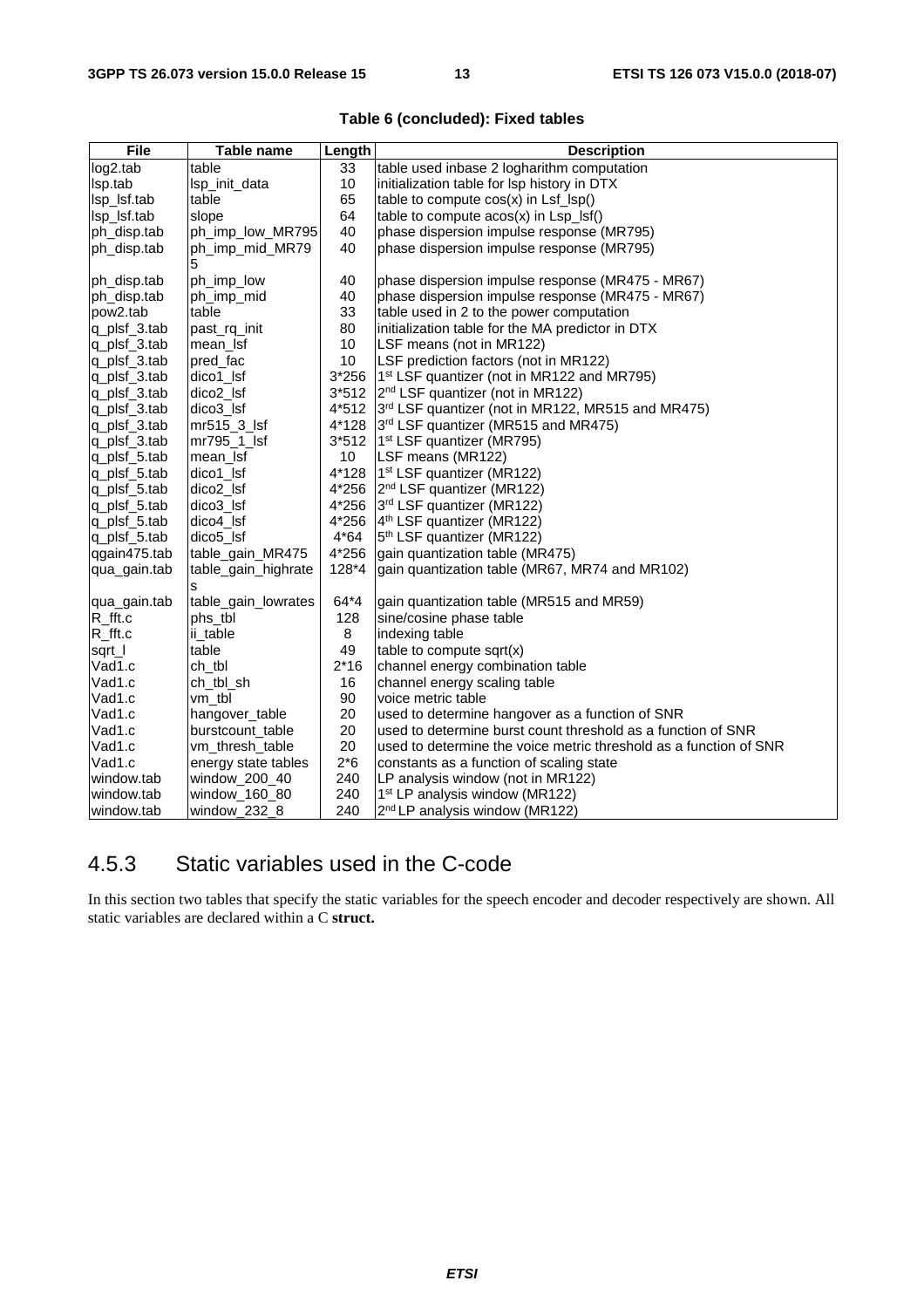**Table 6 (concluded): Fixed tables**

| File | Table name | Length | Description |
|---|---|---|---|
| log2.tab | table | 33 | table used inbase 2 logharithm computation |
| lsp.tab | lsp_init_data | 10 | initialization table for lsp history in DTX |
| lsp_lsf.tab | table | 65 | table to compute cos(x) in Lsf_lsp() |
| lsp_lsf.tab | slope | 64 | table to compute acos(x) in Lsp_lsf() |
| ph_disp.tab | ph_imp_low_MR795 | 40 | phase dispersion impulse response (MR795) |
| ph_disp.tab | ph_imp_mid_MR795 | 40 | phase dispersion impulse response (MR795) |
| ph_disp.tab | ph_imp_low | 40 | phase dispersion impulse response (MR475 - MR67) |
| ph_disp.tab | ph_imp_mid | 40 | phase dispersion impulse response (MR475 - MR67) |
| pow2.tab | table | 33 | table used in 2 to the power computation |
| q_plsf_3.tab | past_rq_init | 80 | initialization table for the MA predictor in DTX |
| q_plsf_3.tab | mean_lsf | 10 | LSF means (not in MR122) |
| q_plsf_3.tab | pred_fac | 10 | LSF prediction factors (not in MR122) |
| q_plsf_3.tab | dico1_lsf | 3*256 | 1st LSF quantizer (not in MR122 and MR795) |
| q_plsf_3.tab | dico2_lsf | 3*512 | 2nd LSF quantizer (not in MR122) |
| q_plsf_3.tab | dico3_lsf | 4*512 | 3rd LSF quantizer (not in MR122, MR515 and MR475) |
| q_plsf_3.tab | mr515_3_lsf | 4*128 | 3rd LSF quantizer (MR515 and MR475) |
| q_plsf_3.tab | mr795_1_lsf | 3*512 | 1st LSF quantizer (MR795) |
| q_plsf_5.tab | mean_lsf | 10 | LSF means (MR122) |
| q_plsf_5.tab | dico1_lsf | 4*128 | 1st LSF quantizer (MR122) |
| q_plsf_5.tab | dico2_lsf | 4*256 | 2nd LSF quantizer (MR122) |
| q_plsf_5.tab | dico3_lsf | 4*256 | 3rd LSF quantizer (MR122) |
| q_plsf_5.tab | dico4_lsf | 4*256 | 4th LSF quantizer (MR122) |
| q_plsf_5.tab | dico5_lsf | 4*64 | 5th LSF quantizer (MR122) |
| qgain475.tab | table_gain_MR475 | 4*256 | gain quantization table (MR475) |
| qua_gain.tab | table_gain_highrates | 128*4 | gain quantization table (MR67, MR74 and MR102) |
| qua_gain.tab | table_gain_lowrates | 64*4 | gain quantization table (MR515 and MR59) |
| R_fft.c | phs_tbl | 128 | sine/cosine phase table |
| R_fft.c | ii_table | 8 | indexing table |
| sqrt_l | table | 49 | table to compute sqrt(x) |
| Vad1.c | ch_tbl | 2*16 | channel energy combination table |
| Vad1.c | ch_tbl_sh | 16 | channel energy scaling table |
| Vad1.c | vm_tbl | 90 | voice metric table |
| Vad1.c | hangover_table | 20 | used to determine hangover as a function of SNR |
| Vad1.c | burstcount_table | 20 | used to determine burst count threshold as a function of SNR |
| Vad1.c | vm_thresh_table | 20 | used to determine the voice metric threshold as a function of SNR |
| Vad1.c | energy state tables | 2*6 | constants as a function of scaling state |
| window.tab | window_200_40 | 240 | LP analysis window (not in MR122) |
| window.tab | window_160_80 | 240 | 1st LP analysis window (MR122) |
| window.tab | window_232_8 | 240 | 2nd LP analysis window (MR122) |

## 4.5.3 Static variables used in the C-code

In this section two tables that specify the static variables for the speech encoder and decoder respectively are shown. All static variables are declared within a C **struct.**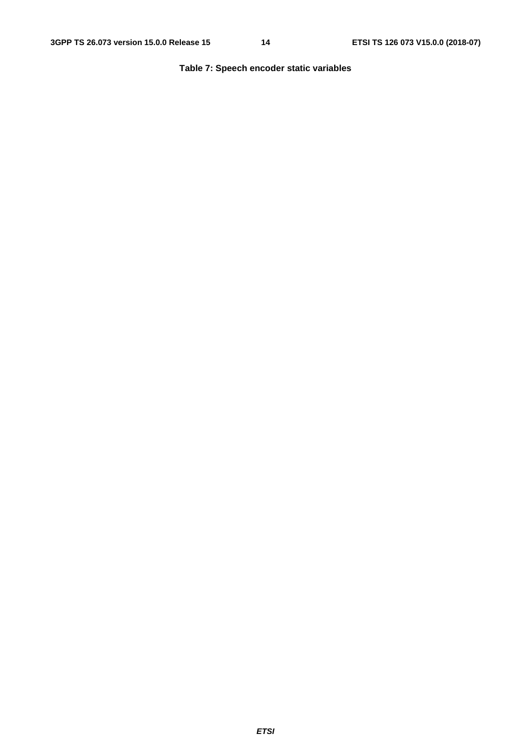**Table 7: Speech encoder static variables**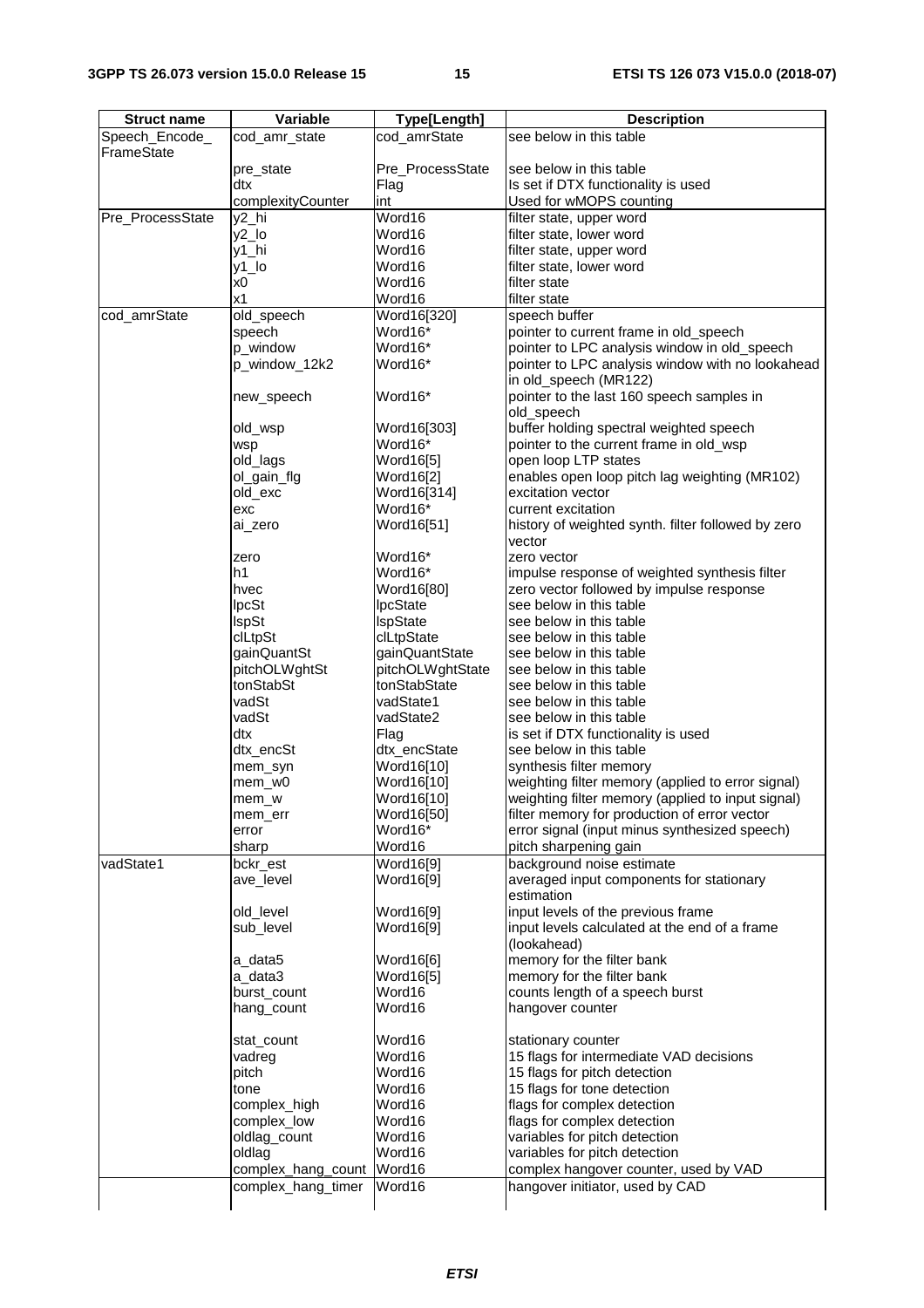| Struct name | Variable | Type[Length] | Description |
|---|---|---|---|
| Speech_Encode_FrameState | cod_amr_state | cod_amrState | see below in this table |
| | pre_state | Pre_ProcessState | see below in this table |
| | dtx | Flag | Is set if DTX functionality is used |
| | complexityCounter | int | Used for wMOPS counting |
| Pre_ProcessState | y2_hi | Word16 | filter state, upper word |
| | y2_lo | Word16 | filter state, lower word |
| | y1_hi | Word16 | filter state, upper word |
| | y1_lo | Word16 | filter state, lower word |
| | x0 | Word16 | filter state |
| | x1 | Word16 | filter state |
| cod_amrState | old_speech | Word16[320] | speech buffer |
| | speech | Word16* | pointer to current frame in old_speech |
| | p_window | Word16* | pointer to LPC analysis window in old_speech |
| | p_window_12k2 | Word16* | pointer to LPC analysis window with no lookahead in old_speech (MR122) |
| | new_speech | Word16* | pointer to the last 160 speech samples in old_speech |
| | old_wsp | Word16[303] | buffer holding spectral weighted speech |
| | wsp | Word16* | pointer to the current frame in old_wsp |
| | old_lags | Word16[5] | open loop LTP states |
| | ol_gain_flg | Word16[2] | enables open loop pitch lag weighting (MR102) |
| | old_exc | Word16[314] | excitation vector |
| | exc | Word16* | current excitation |
| | ai_zero | Word16[51] | history of weighted synth. filter followed by zero vector |
| | zero | Word16* | zero vector |
| | h1 | Word16* | impulse response of weighted synthesis filter |
| | hvec | Word16[80] | zero vector followed by impulse response |
| | lpcSt | lpcState | see below in this table |
| | lspSt | lspState | see below in this table |
| | clLtpSt | clLtpState | see below in this table |
| | gainQuantSt | gainQuantState | see below in this table |
| | pitchOLWghtSt | pitchOLWghtState | see below in this table |
| | tonStabSt | tonStabState | see below in this table |
| | vadSt | vadState1 | see below in this table |
| | vadSt | vadState2 | see below in this table |
| | dtx | Flag | is set if DTX functionality is used |
| | dtx_encSt | dtx_encState | see below in this table |
| | mem_syn | Word16[10] | synthesis filter memory |
| | mem_w0 | Word16[10] | weighting filter memory (applied to error signal) |
| | mem_w | Word16[10] | weighting filter memory (applied to input signal) |
| | mem_err | Word16[50] | filter memory for production of error vector |
| | error | Word16* | error signal (input minus synthesized speech) |
| | sharp | Word16 | pitch sharpening gain |
| vadState1 | bckr_est | Word16[9] | background noise estimate |
| | ave_level | Word16[9] | averaged input components for stationary estimation |
| | old_level | Word16[9] | input levels of the previous frame |
| | sub_level | Word16[9] | input levels calculated at the end of a frame (lookahead) |
| | a_data5 | Word16[6] | memory for the filter bank |
| | a_data3 | Word16[5] | memory for the filter bank |
| | burst_count | Word16 | counts length of a speech burst |
| | hang_count | Word16 | hangover counter |
| | stat_count | Word16 | stationary counter |
| | vadreg | Word16 | 15 flags for intermediate VAD decisions |
| | pitch | Word16 | 15 flags for pitch detection |
| | tone | Word16 | 15 flags for tone detection |
| | complex_high | Word16 | flags for complex detection |
| | complex_low | Word16 | flags for complex detection |
| | oldlag_count | Word16 | variables for pitch detection |
| | oldlag | Word16 | variables for pitch detection |
| | complex_hang_count | Word16 | complex hangover counter, used by VAD |
| | complex_hang_timer | Word16 | hangover initiator, used by CAD |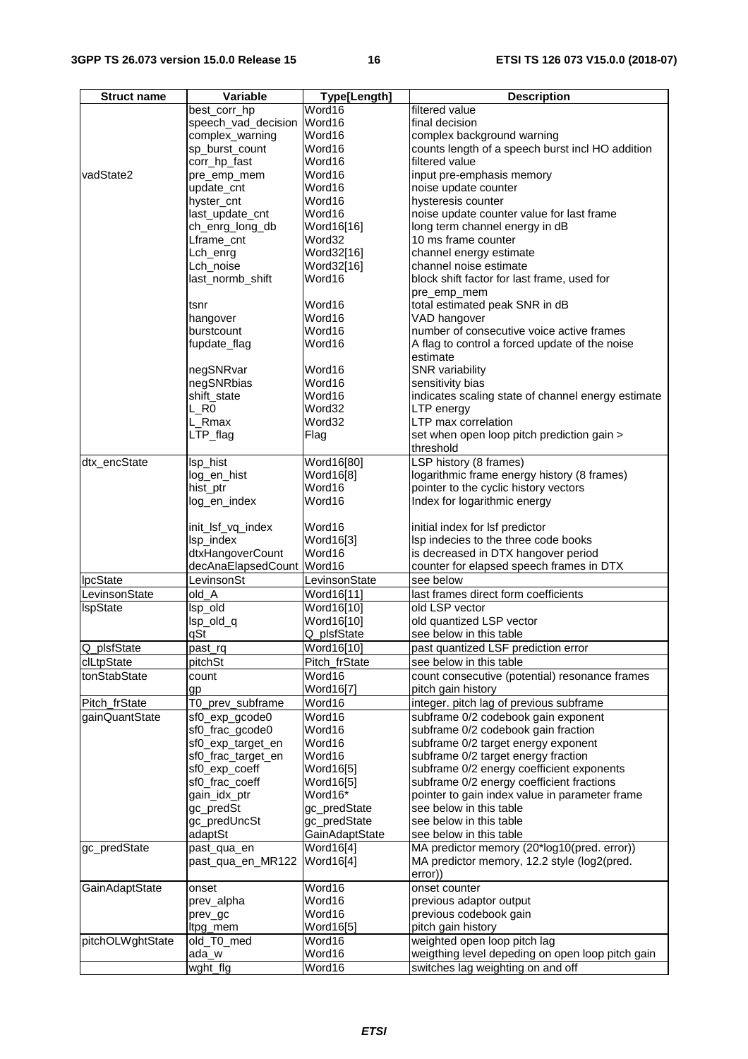| Struct name | Variable | Type[Length] | Description |
| --- | --- | --- | --- |
| vadState2 | best_corr_hp | Word16 | filtered value |
| | speech_vad_decision | Word16 | final decision |
| | complex_warning | Word16 | complex background warning |
| | sp_burst_count | Word16 | counts length of a speech burst incl HO addition |
| | corr_hp_fast | Word16 | filtered value |
| | pre_emp_mem | Word16 | input pre-emphasis memory |
| | update_cnt | Word16 | noise update counter |
| | hyster_cnt | Word16 | hysteresis counter |
| | last_update_cnt | Word16 | noise update counter value for last frame |
| | ch_enrg_long_db | Word16[16] | long term channel energy in dB |
| | Lframe_cnt | Word32 | 10 ms frame counter |
| | Lch_enrg | Word32[16] | channel energy estimate |
| | Lch_noise | Word32[16] | channel noise estimate |
| | last_normb_shift | Word16 | block shift factor for last frame, used for pre_emp_mem |
| | tsnr | Word16 | total estimated peak SNR in dB |
| | hangover | Word16 | VAD hangover |
| | burstcount | Word16 | number of consecutive voice active frames |
| | fupdate_flag | Word16 | A flag to control a forced update of the noise estimate |
| | negSNRvar | Word16 | SNR variability |
| | negSNRbias | Word16 | sensitivity bias |
| | shift_state | Word16 | indicates scaling state of channel energy estimate |
| | L_R0 | Word32 | LTP energy |
| | L_Rmax | Word32 | LTP max correlation |
| | LTP_flag | Flag | set when open loop pitch prediction gain > threshold |
| dtx_encState | lsp_hist | Word16[80] | LSP history (8 frames) |
| | log_en_hist | Word16[8] | logarithmic frame energy history (8 frames) |
| | hist_ptr | Word16 | pointer to the cyclic history vectors |
| | log_en_index | Word16 | Index for logarithmic energy |
| | init_lsf_vq_index | Word16 | initial index for lsf predictor |
| | lsp_index | Word16[3] | lsp indecies to the three code books |
| | dtxHangoverCount | Word16 | is decreased in DTX hangover period |
| | decAnaElapsedCount | Word16 | counter for elapsed speech frames in DTX |
| lpcState | LevinsonSt | LevinsonState | see below |
| LevinsonState | old_A | Word16[11] | last frames direct form coefficients |
| lspState | lsp_old | Word16[10] | old LSP vector |
| | lsp_old_q | Word16[10] | old quantized LSP vector |
| | qSt | Q_plsfState | see below in this table |
| Q_plsfState | past_rq | Word16[10] | past quantized LSF prediction error |
| clLtpState | pitchSt | Pitch_frState | see below in this table |
| tonStabState | count | Word16 | count consecutive (potential) resonance frames |
| | gp | Word16[7] | pitch gain history |
| Pitch_frState | T0_prev_subframe | Word16 | integer. pitch lag of previous subframe |
| gainQuantState | sf0_exp_gcode0 | Word16 | subframe 0/2 codebook gain exponent |
| | sf0_frac_gcode0 | Word16 | subframe 0/2 codebook gain fraction |
| | sf0_exp_target_en | Word16 | subframe 0/2 target energy exponent |
| | sf0_frac_target_en | Word16 | subframe 0/2 target energy fraction |
| | sf0_exp_coeff | Word16[5] | subframe 0/2 energy coefficient exponents |
| | sf0_frac_coeff | Word16[5] | subframe 0/2 energy coefficient fractions |
| | gain_idx_ptr | Word16* | pointer to gain index value in parameter frame |
| | gc_predSt | gc_predState | see below in this table |
| | gc_predUncSt | gc_predState | see below in this table |
| | adaptSt | GainAdaptState | see below in this table |
| gc_predState | past_qua_en | Word16[4] | MA predictor memory (20*log10(pred. error)) |
| | past_qua_en_MR122 | Word16[4] | MA predictor memory, 12.2 style (log2(pred. error)) |
| GainAdaptState | onset | Word16 | onset counter |
| | prev_alpha | Word16 | previous adaptor output |
| | prev_gc | Word16 | previous codebook gain |
| | ltpg_mem | Word16[5] | pitch gain history |
| pitchOLWghtState | old_T0_med | Word16 | weighted open loop pitch lag |
| | ada_w | Word16 | weigthing level depeding on open loop pitch gain |
| | wght_flg | Word16 | switches lag weighting on and off |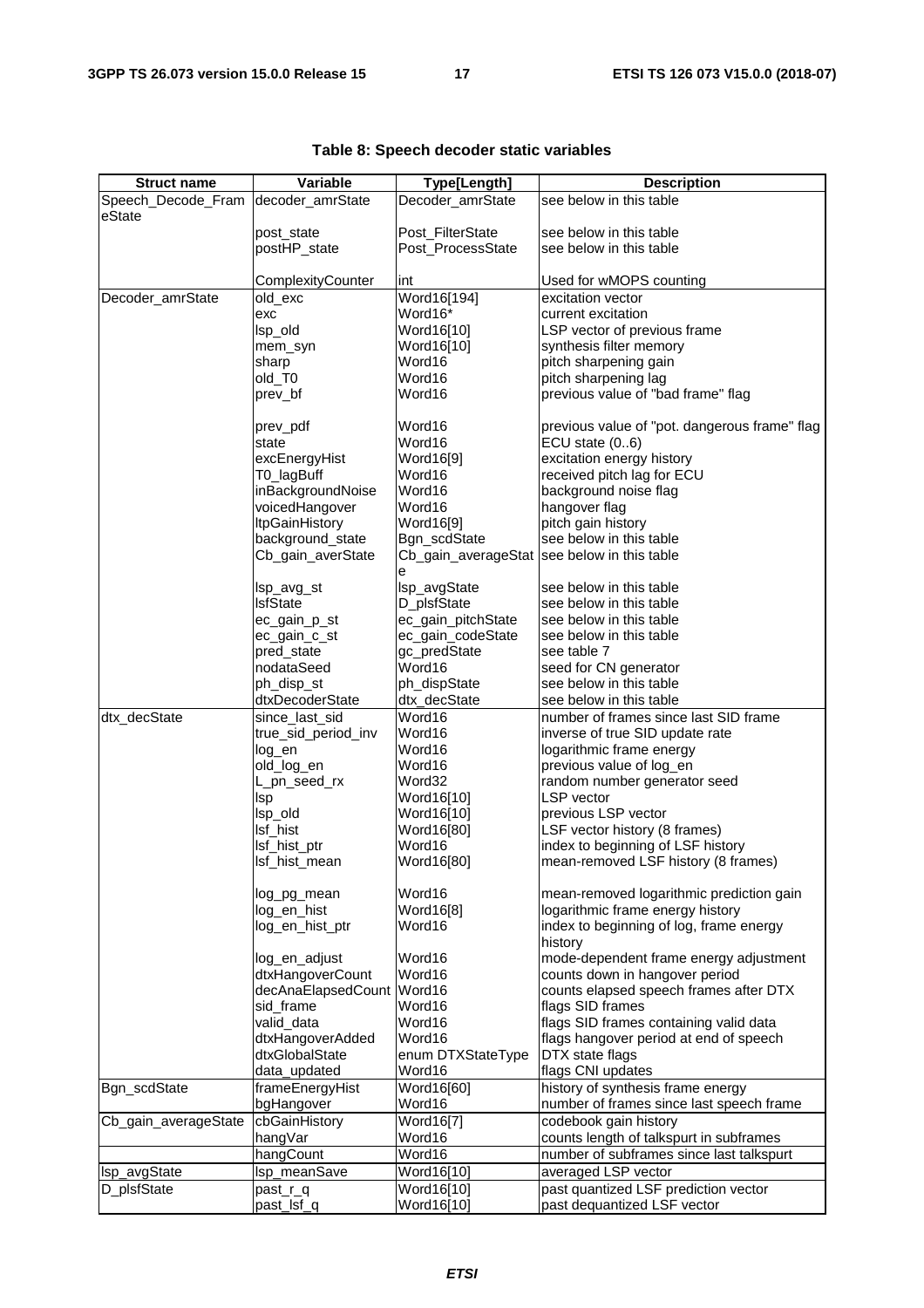**Table 8: Speech decoder static variables**

| Struct name | Variable | Type[Length] | Description |
|---|---|---|---|
| Speech_Decode_FrameState | decoder_amrState | Decoder_amrState | see below in this table |
| | post_state | Post_FilterState | see below in this table |
| | postHP_state | Post_ProcessState | see below in this table |
| | ComplexityCounter | int | Used for wMOPS counting |
| Decoder_amrState | old_exc | Word16[194] | excitation vector |
| | exc | Word16* | current excitation |
| | lsp_old | Word16[10] | LSP vector of previous frame |
| | mem_syn | Word16[10] | synthesis filter memory |
| | sharp | Word16 | pitch sharpening gain |
| | old_T0 | Word16 | pitch sharpening lag |
| | prev_bf | Word16 | previous value of "bad frame" flag |
| | prev_pdf | Word16 | previous value of "pot. dangerous frame" flag |
| | state | Word16 | ECU state (0..6) |
| | excEnergyHist | Word16[9] | excitation energy history |
| | T0_lagBuff | Word16 | received pitch lag for ECU |
| | inBackgroundNoise | Word16 | background noise flag |
| | voicedHangover | Word16 | hangover flag |
| | ltpGainHistory | Word16[9] | pitch gain history |
| | background_state | Bgn_scdState | see below in this table |
| | Cb_gain_averState | Cb_gain_averageState | see below in this table |
| | lsp_avg_st | lsp_avgState | see below in this table |
| | lsfState | D_plsfState | see below in this table |
| | ec_gain_p_st | ec_gain_pitchState | see below in this table |
| | ec_gain_c_st | ec_gain_codeState | see below in this table |
| | pred_state | gc_predState | see table 7 |
| | nodataSeed | Word16 | seed for CN generator |
| | ph_disp_st | ph_dispState | see below in this table |
| | dtxDecoderState | dtx_decState | see below in this table |
| dtx_decState | since_last_sid | Word16 | number of frames since last SID frame |
| | true_sid_period_inv | Word16 | inverse of true SID update rate |
| | log_en | Word16 | logarithmic frame energy |
| | old_log_en | Word16 | previous value of log_en |
| | L_pn_seed_rx | Word32 | random number generator seed |
| | lsp | Word16[10] | LSP vector |
| | lsp_old | Word16[10] | previous LSP vector |
| | lsf_hist | Word16[80] | LSF vector history (8 frames) |
| | lsf_hist_ptr | Word16 | index to beginning of LSF history |
| | lsf_hist_mean | Word16[80] | mean-removed LSF history (8 frames) |
| | log_pg_mean | Word16 | mean-removed logarithmic prediction gain |
| | log_en_hist | Word16[8] | logarithmic frame energy history |
| | log_en_hist_ptr | Word16 | index to beginning of log, frame energy history |
| | log_en_adjust | Word16 | mode-dependent frame energy adjustment |
| | dtxHangoverCount | Word16 | counts down in hangover period |
| | decAnaElapsedCount | Word16 | counts elapsed speech frames after DTX |
| | sid_frame | Word16 | flags SID frames |
| | valid_data | Word16 | flags SID frames containing valid data |
| | dtxHangoverAdded | Word16 | flags hangover period at end of speech |
| | dtxGlobalState | enum DTXStateType | DTX state flags |
| | data_updated | Word16 | flags CNI updates |
| Bgn_scdState | frameEnergyHist | Word16[60] | history of synthesis frame energy |
| | bgHangover | Word16 | number of frames since last speech frame |
| Cb_gain_averageState | cbGainHistory | Word16[7] | codebook gain history |
| | hangVar | Word16 | counts length of talkspurt in subframes |
| | hangCount | Word16 | number of subframes since last talkspurt |
| lsp_avgState | lsp_meanSave | Word16[10] | averaged LSP vector |
| D_plsfState | past_r_q | Word16[10] | past quantized LSF prediction vector |
| | past_lsf_q | Word16[10] | past dequantized LSF vector |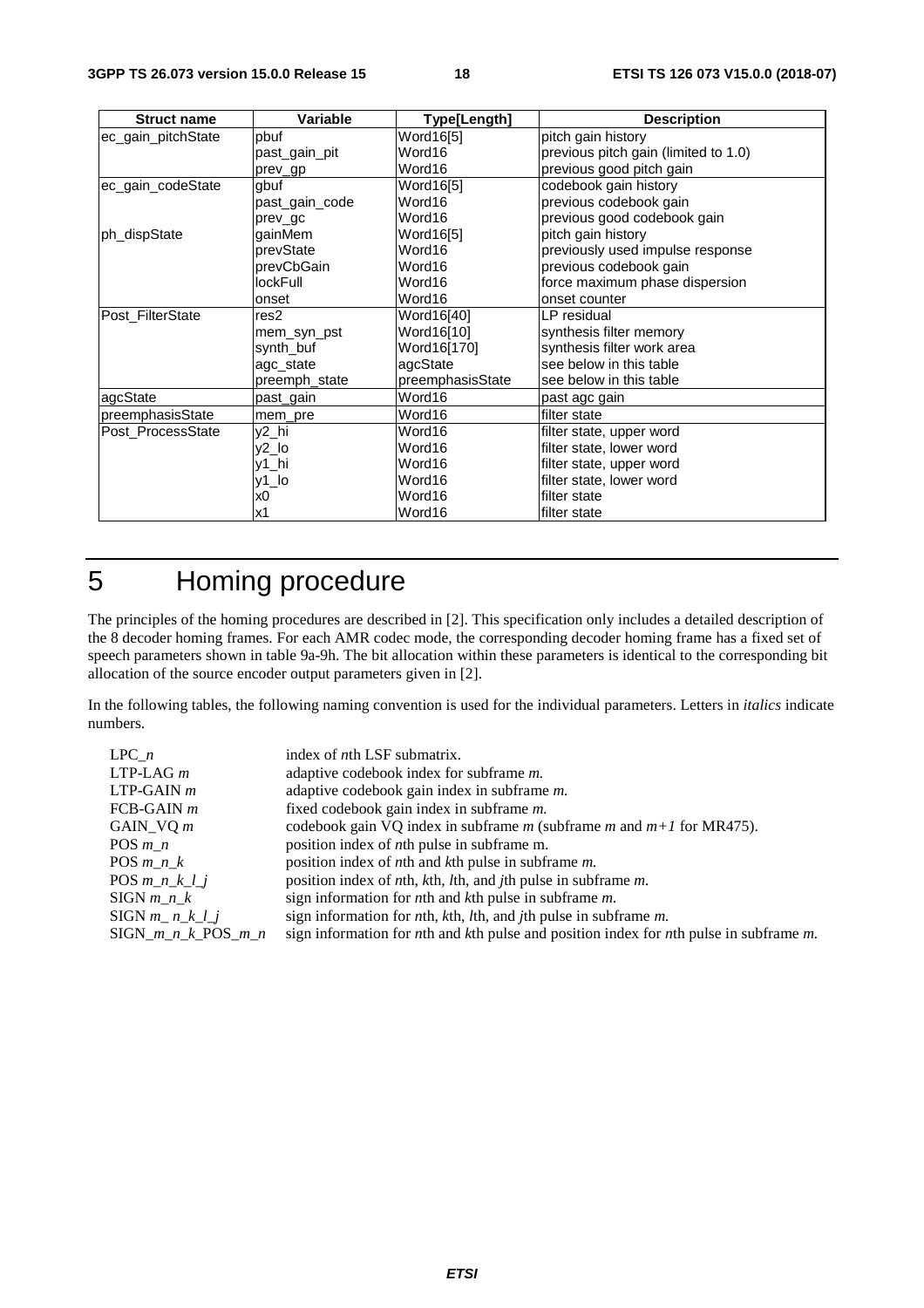| Struct name | Variable | Type[Length] | Description |
| --- | --- | --- | --- |
| ec_gain_pitchState | pbuf | Word16[5] | pitch gain history |
| | past_gain_pit | Word16 | previous pitch gain (limited to 1.0) |
| | prev_gp | Word16 | previous good pitch gain |
| ec_gain_codeState | gbuf | Word16[5] | codebook gain history |
| | past_gain_code | Word16 | previous codebook gain |
| | prev_gc | Word16 | previous good codebook gain |
| ph_dispState | gainMem | Word16[5] | pitch gain history |
| | prevState | Word16 | previously used impulse response |
| | prevCbGain | Word16 | previous codebook gain |
| | lockFull | Word16 | force maximum phase dispersion |
| | onset | Word16 | onset counter |
| Post_FilterState | res2 | Word16[40] | LP residual |
| | mem_syn_pst | Word16[10] | synthesis filter memory |
| | synth_buf | Word16[170] | synthesis filter work area |
| | agc_state | agcState | see below in this table |
| | preemph_state | preemphasisState | see below in this table |
| agcState | past_gain | Word16 | past agc gain |
| preemphasisState | mem_pre | Word16 | filter state |
| Post_ProcessState | y2_hi | Word16 | filter state, upper word |
| | y2_lo | Word16 | filter state, lower word |
| | y1_hi | Word16 | filter state, upper word |
| | y1_lo | Word16 | filter state, lower word |
| | x0 | Word16 | filter state |
| | x1 | Word16 | filter state |

# 5 Homing procedure

The principles of the homing procedures are described in [2]. This specification only includes a detailed description of the 8 decoder homing frames. For each AMR codec mode, the corresponding decoder homing frame has a fixed set of speech parameters shown in table 9a-9h. The bit allocation within these parameters is identical to the corresponding bit allocation of the source encoder output parameters given in [2].

In the following tables, the following naming convention is used for the individual parameters. Letters in *italics* indicate numbers.

| | |
| --- | --- |
| LPC_*n* | index of *n*th LSF submatrix. |
| LTP-LAG *m* | adaptive codebook index for subframe *m.* |
| LTP-GAIN *m* | adaptive codebook gain index in subframe *m.* |
| FCB-GAIN *m* | fixed codebook gain index in subframe *m.* |
| GAIN_VQ *m* | codebook gain VQ index in subframe *m* (subframe *m* and *m+1* for MR475). |
| POS *m_n* | position index of *n*th pulse in subframe m. |
| POS *m_n_k* | position index of *n*th and *k*th pulse in subframe *m.* |
| POS *m_n_k_l_j* | position index of *n*th, *k*th, *l*th, and *j*th pulse in subframe *m.* |
| SIGN *m_n_k* | sign information for *n*th and *k*th pulse in subframe *m.* |
| SIGN *m_ n_k_l_j* | sign information for *n*th, *k*th, *l*th, and *j*th pulse in subframe *m.* |
| SIGN_*m_n_k*_POS_*m_n* | sign information for *n*th and *k*th pulse and position index for *n*th pulse in subframe *m.* |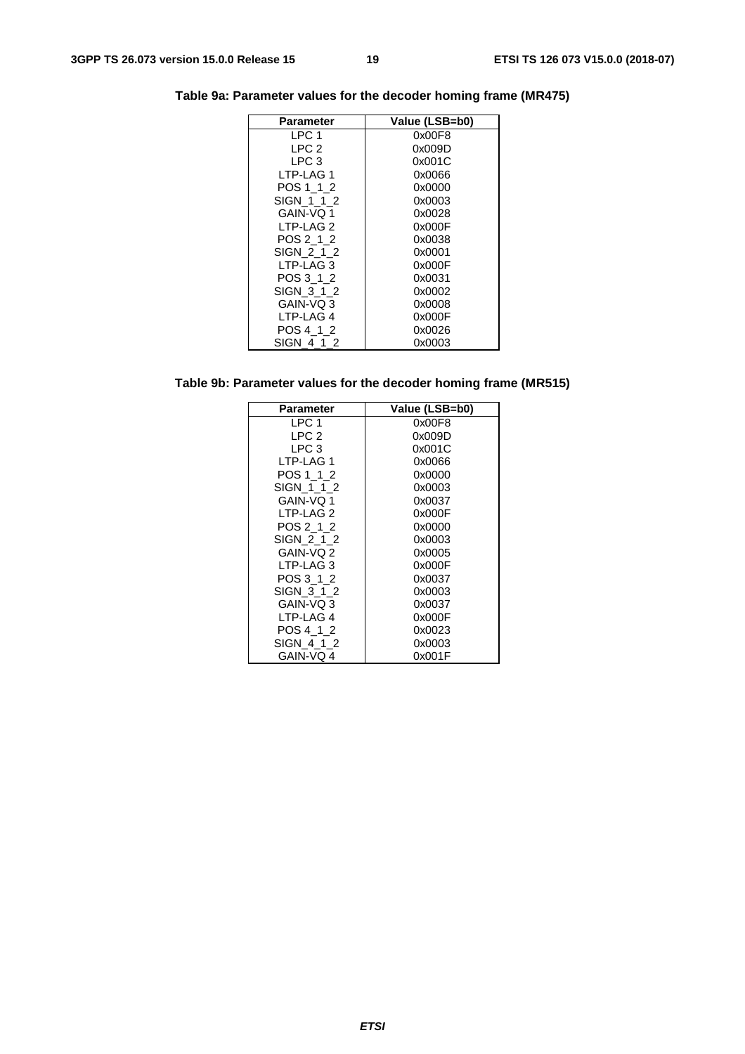**Table 9a: Parameter values for the decoder homing frame (MR475)**

| Parameter | Value (LSB=b0) |
|---|---|
| LPC 1 | 0x00F8 |
| LPC 2 | 0x009D |
| LPC 3 | 0x001C |
| LTP-LAG 1 | 0x0066 |
| POS 1_1_2 | 0x0000 |
| SIGN_1_1_2 | 0x0003 |
| GAIN-VQ 1 | 0x0028 |
| LTP-LAG 2 | 0x000F |
| POS 2_1_2 | 0x0038 |
| SIGN_2_1_2 | 0x0001 |
| LTP-LAG 3 | 0x000F |
| POS 3_1_2 | 0x0031 |
| SIGN_3_1_2 | 0x0002 |
| GAIN-VQ 3 | 0x0008 |
| LTP-LAG 4 | 0x000F |
| POS 4_1_2 | 0x0026 |
| SIGN_4_1_2 | 0x0003 |

**Table 9b: Parameter values for the decoder homing frame (MR515)**

| Parameter | Value (LSB=b0) |
|---|---|
| LPC 1 | 0x00F8 |
| LPC 2 | 0x009D |
| LPC 3 | 0x001C |
| LTP-LAG 1 | 0x0066 |
| POS 1_1_2 | 0x0000 |
| SIGN_1_1_2 | 0x0003 |
| GAIN-VQ 1 | 0x0037 |
| LTP-LAG 2 | 0x000F |
| POS 2_1_2 | 0x0000 |
| SIGN_2_1_2 | 0x0003 |
| GAIN-VQ 2 | 0x0005 |
| LTP-LAG 3 | 0x000F |
| POS 3_1_2 | 0x0037 |
| SIGN_3_1_2 | 0x0003 |
| GAIN-VQ 3 | 0x0037 |
| LTP-LAG 4 | 0x000F |
| POS 4_1_2 | 0x0023 |
| SIGN_4_1_2 | 0x0003 |
| GAIN-VQ 4 | 0x001F |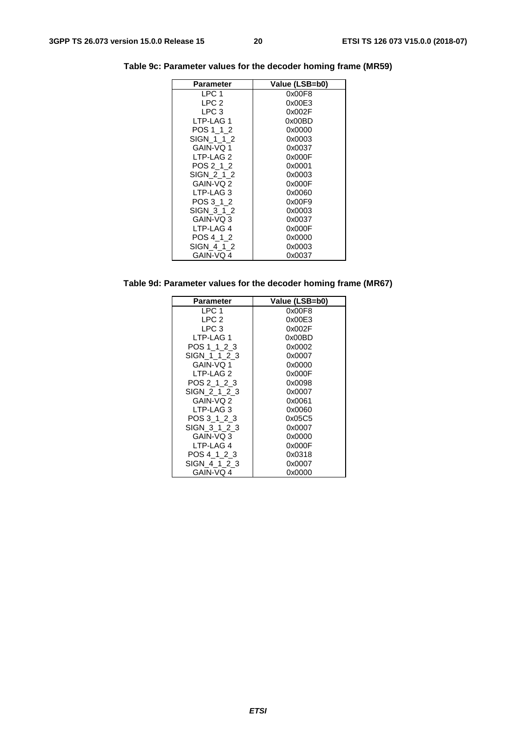**Table 9c: Parameter values for the decoder homing frame (MR59)**

| Parameter | Value (LSB=b0) |
|---|---|
| LPC 1 | 0x00F8 |
| LPC 2 | 0x00E3 |
| LPC 3 | 0x002F |
| LTP-LAG 1 | 0x00BD |
| POS 1_1_2 | 0x0000 |
| SIGN_1_1_2 | 0x0003 |
| GAIN-VQ 1 | 0x0037 |
| LTP-LAG 2 | 0x000F |
| POS 2_1_2 | 0x0001 |
| SIGN_2_1_2 | 0x0003 |
| GAIN-VQ 2 | 0x000F |
| LTP-LAG 3 | 0x0060 |
| POS 3_1_2 | 0x00F9 |
| SIGN_3_1_2 | 0x0003 |
| GAIN-VQ 3 | 0x0037 |
| LTP-LAG 4 | 0x000F |
| POS 4_1_2 | 0x0000 |
| SIGN_4_1_2 | 0x0003 |
| GAIN-VQ 4 | 0x0037 |

**Table 9d: Parameter values for the decoder homing frame (MR67)**

| Parameter | Value (LSB=b0) |
|---|---|
| LPC 1 | 0x00F8 |
| LPC 2 | 0x00E3 |
| LPC 3 | 0x002F |
| LTP-LAG 1 | 0x00BD |
| POS 1_1_2_3 | 0x0002 |
| SIGN_1_1_2_3 | 0x0007 |
| GAIN-VQ 1 | 0x0000 |
| LTP-LAG 2 | 0x000F |
| POS 2_1_2_3 | 0x0098 |
| SIGN_2_1_2_3 | 0x0007 |
| GAIN-VQ 2 | 0x0061 |
| LTP-LAG 3 | 0x0060 |
| POS 3_1_2_3 | 0x05C5 |
| SIGN_3_1_2_3 | 0x0007 |
| GAIN-VQ 3 | 0x0000 |
| LTP-LAG 4 | 0x000F |
| POS 4_1_2_3 | 0x0318 |
| SIGN_4_1_2_3 | 0x0007 |
| GAIN-VQ 4 | 0x0000 |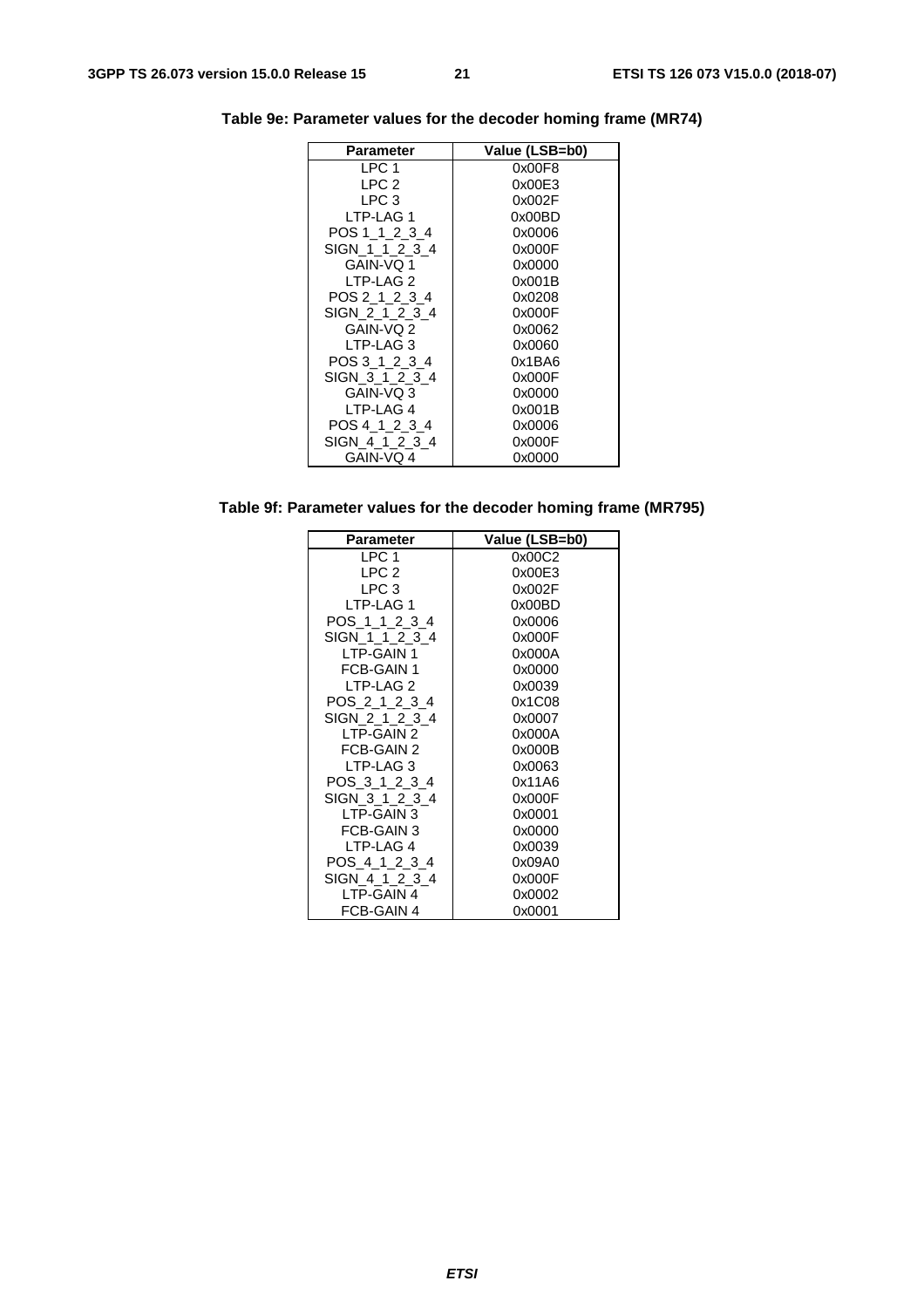**Table 9e: Parameter values for the decoder homing frame (MR74)**

| Parameter | Value (LSB=b0) |
|---|---|
| LPC 1 | 0x00F8 |
| LPC 2 | 0x00E3 |
| LPC 3 | 0x002F |
| LTP-LAG 1 | 0x00BD |
| POS 1_1_2_3_4 | 0x0006 |
| SIGN_1_1_2_3_4 | 0x000F |
| GAIN-VQ 1 | 0x0000 |
| LTP-LAG 2 | 0x001B |
| POS 2_1_2_3_4 | 0x0208 |
| SIGN_2_1_2_3_4 | 0x000F |
| GAIN-VQ 2 | 0x0062 |
| LTP-LAG 3 | 0x0060 |
| POS 3_1_2_3_4 | 0x1BA6 |
| SIGN_3_1_2_3_4 | 0x000F |
| GAIN-VQ 3 | 0x0000 |
| LTP-LAG 4 | 0x001B |
| POS 4_1_2_3_4 | 0x0006 |
| SIGN_4_1_2_3_4 | 0x000F |
| GAIN-VQ 4 | 0x0000 |

**Table 9f: Parameter values for the decoder homing frame (MR795)**

| Parameter | Value (LSB=b0) |
|---|---|
| LPC 1 | 0x00C2 |
| LPC 2 | 0x00E3 |
| LPC 3 | 0x002F |
| LTP-LAG 1 | 0x00BD |
| POS_1_1_2_3_4 | 0x0006 |
| SIGN_1_1_2_3_4 | 0x000F |
| LTP-GAIN 1 | 0x000A |
| FCB-GAIN 1 | 0x0000 |
| LTP-LAG 2 | 0x0039 |
| POS_2_1_2_3_4 | 0x1C08 |
| SIGN_2_1_2_3_4 | 0x0007 |
| LTP-GAIN 2 | 0x000A |
| FCB-GAIN 2 | 0x000B |
| LTP-LAG 3 | 0x0063 |
| POS_3_1_2_3_4 | 0x11A6 |
| SIGN_3_1_2_3_4 | 0x000F |
| LTP-GAIN 3 | 0x0001 |
| FCB-GAIN 3 | 0x0000 |
| LTP-LAG 4 | 0x0039 |
| POS_4_1_2_3_4 | 0x09A0 |
| SIGN_4_1_2_3_4 | 0x000F |
| LTP-GAIN 4 | 0x0002 |
| FCB-GAIN 4 | 0x0001 |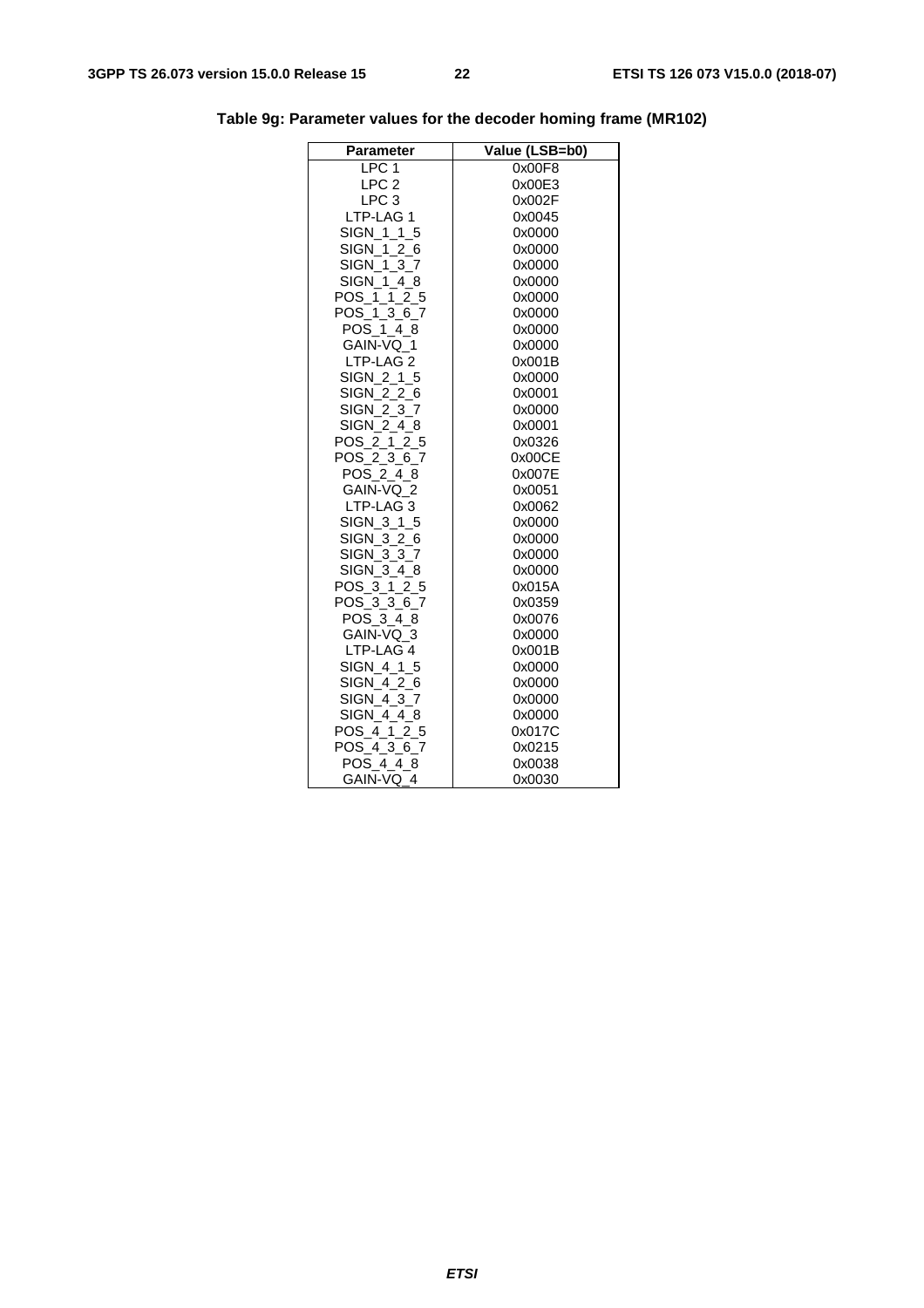**Table 9g: Parameter values for the decoder homing frame (MR102)**

| Parameter | Value (LSB=b0) |
|---|---|
| LPC 1 | 0x00F8 |
| LPC 2 | 0x00E3 |
| LPC 3 | 0x002F |
| LTP-LAG 1 | 0x0045 |
| SIGN_1_1_5 | 0x0000 |
| SIGN_1_2_6 | 0x0000 |
| SIGN_1_3_7 | 0x0000 |
| SIGN_1_4_8 | 0x0000 |
| POS_1_1_2_5 | 0x0000 |
| POS_1_3_6_7 | 0x0000 |
| POS_1_4_8 | 0x0000 |
| GAIN-VQ_1 | 0x0000 |
| LTP-LAG 2 | 0x001B |
| SIGN_2_1_5 | 0x0000 |
| SIGN_2_2_6 | 0x0001 |
| SIGN_2_3_7 | 0x0000 |
| SIGN_2_4_8 | 0x0001 |
| POS_2_1_2_5 | 0x0326 |
| POS_2_3_6_7 | 0x00CE |
| POS_2_4_8 | 0x007E |
| GAIN-VQ_2 | 0x0051 |
| LTP-LAG 3 | 0x0062 |
| SIGN_3_1_5 | 0x0000 |
| SIGN_3_2_6 | 0x0000 |
| SIGN_3_3_7 | 0x0000 |
| SIGN_3_4_8 | 0x0000 |
| POS_3_1_2_5 | 0x015A |
| POS_3_3_6_7 | 0x0359 |
| POS_3_4_8 | 0x0076 |
| GAIN-VQ_3 | 0x0000 |
| LTP-LAG 4 | 0x001B |
| SIGN_4_1_5 | 0x0000 |
| SIGN_4_2_6 | 0x0000 |
| SIGN_4_3_7 | 0x0000 |
| SIGN_4_4_8 | 0x0000 |
| POS_4_1_2_5 | 0x017C |
| POS_4_3_6_7 | 0x0215 |
| POS_4_4_8 | 0x0038 |
| GAIN-VQ_4 | 0x0030 |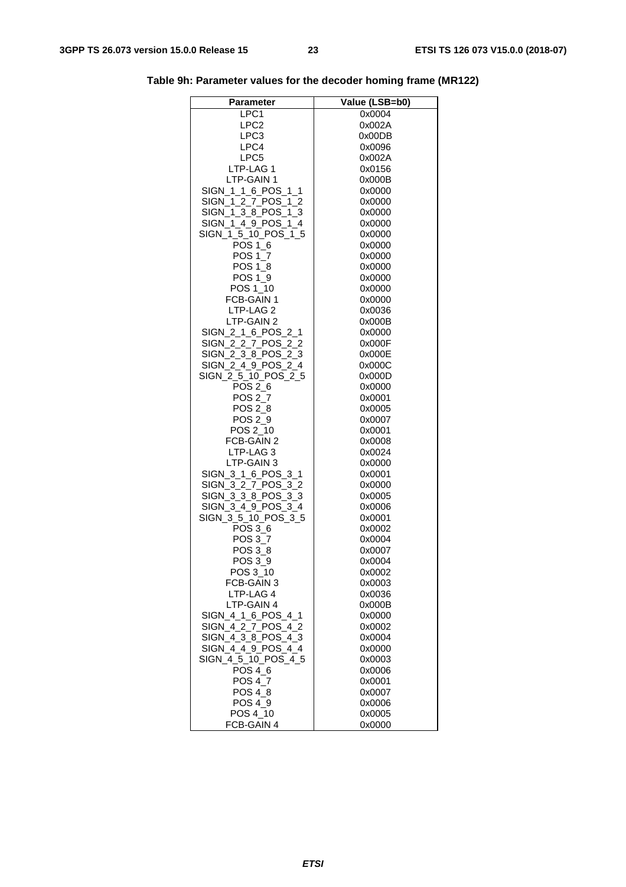**Table 9h: Parameter values for the decoder homing frame (MR122)**

| Parameter | Value (LSB=b0) |
|---|---|
| LPC1 | 0x0004 |
| LPC2 | 0x002A |
| LPC3 | 0x00DB |
| LPC4 | 0x0096 |
| LPC5 | 0x002A |
| LTP-LAG 1 | 0x0156 |
| LTP-GAIN 1 | 0x000B |
| SIGN_1_1_6_POS_1_1 | 0x0000 |
| SIGN_1_2_7_POS_1_2 | 0x0000 |
| SIGN_1_3_8_POS_1_3 | 0x0000 |
| SIGN_1_4_9_POS_1_4 | 0x0000 |
| SIGN_1_5_10_POS_1_5 | 0x0000 |
| POS 1_6 | 0x0000 |
| POS 1_7 | 0x0000 |
| POS 1_8 | 0x0000 |
| POS 1_9 | 0x0000 |
| POS 1_10 | 0x0000 |
| FCB-GAIN 1 | 0x0000 |
| LTP-LAG 2 | 0x0036 |
| LTP-GAIN 2 | 0x000B |
| SIGN_2_1_6_POS_2_1 | 0x0000 |
| SIGN_2_2_7_POS_2_2 | 0x000F |
| SIGN_2_3_8_POS_2_3 | 0x000E |
| SIGN_2_4_9_POS_2_4 | 0x000C |
| SIGN_2_5_10_POS_2_5 | 0x000D |
| POS 2_6 | 0x0000 |
| POS 2_7 | 0x0001 |
| POS 2_8 | 0x0005 |
| POS 2_9 | 0x0007 |
| POS 2_10 | 0x0001 |
| FCB-GAIN 2 | 0x0008 |
| LTP-LAG 3 | 0x0024 |
| LTP-GAIN 3 | 0x0000 |
| SIGN_3_1_6_POS_3_1 | 0x0001 |
| SIGN_3_2_7_POS_3_2 | 0x0000 |
| SIGN_3_3_8_POS_3_3 | 0x0005 |
| SIGN_3_4_9_POS_3_4 | 0x0006 |
| SIGN_3_5_10_POS_3_5 | 0x0001 |
| POS 3_6 | 0x0002 |
| POS 3_7 | 0x0004 |
| POS 3_8 | 0x0007 |
| POS 3_9 | 0x0004 |
| POS 3_10 | 0x0002 |
| FCB-GAIN 3 | 0x0003 |
| LTP-LAG 4 | 0x0036 |
| LTP-GAIN 4 | 0x000B |
| SIGN_4_1_6_POS_4_1 | 0x0000 |
| SIGN_4_2_7_POS_4_2 | 0x0002 |
| SIGN_4_3_8_POS_4_3 | 0x0004 |
| SIGN_4_4_9_POS_4_4 | 0x0000 |
| SIGN_4_5_10_POS_4_5 | 0x0003 |
| POS 4_6 | 0x0006 |
| POS 4_7 | 0x0001 |
| POS 4_8 | 0x0007 |
| POS 4_9 | 0x0006 |
| POS 4_10 | 0x0005 |
| FCB-GAIN 4 | 0x0000 |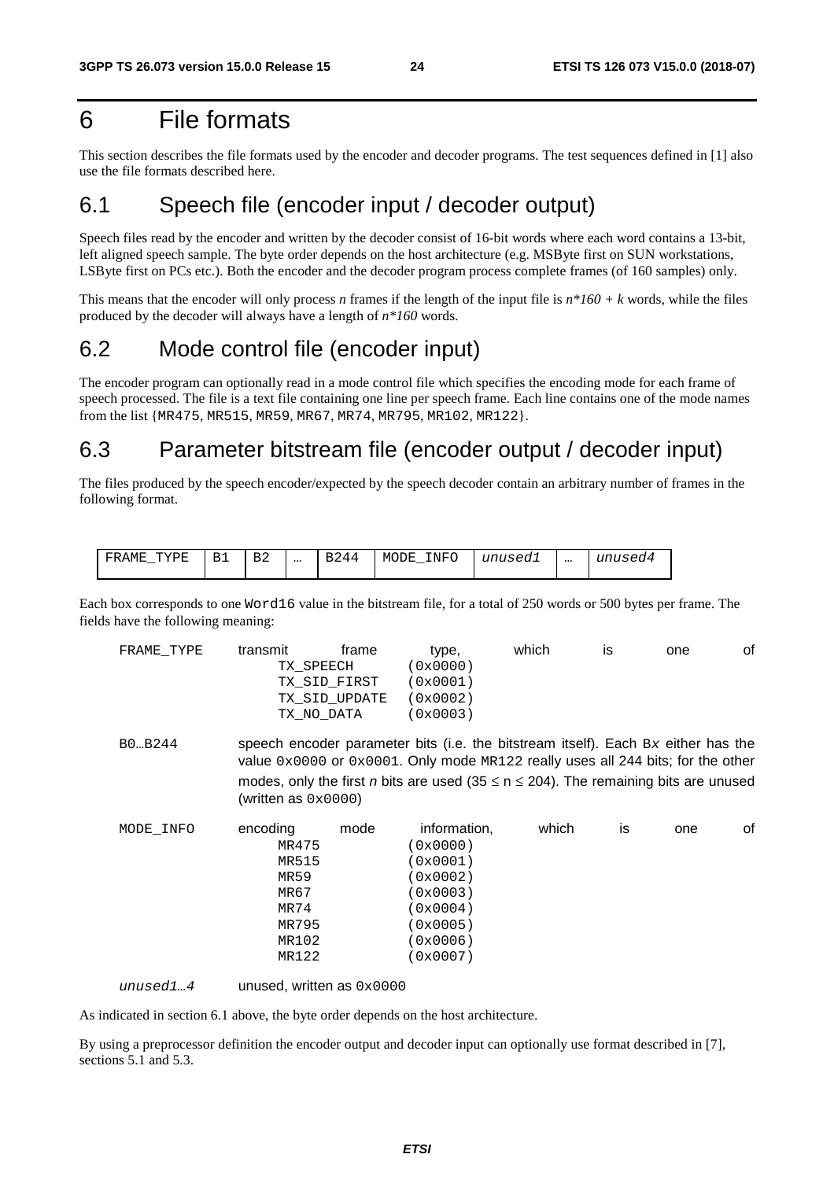# 6 File formats

This section describes the file formats used by the encoder and decoder programs. The test sequences defined in [1] also use the file formats described here.

## 6.1 Speech file (encoder input / decoder output)

Speech files read by the encoder and written by the decoder consist of 16-bit words where each word contains a 13-bit, left aligned speech sample. The byte order depends on the host architecture (e.g. MSByte first on SUN workstations, LSByte first on PCs etc.). Both the encoder and the decoder program process complete frames (of 160 samples) only.

This means that the encoder will only process *n* frames if the length of the input file is $n*160 + k$ words, while the files produced by the decoder will always have a length of $n*160$ words.

## 6.2 Mode control file (encoder input)

The encoder program can optionally read in a mode control file which specifies the encoding mode for each frame of speech processed. The file is a text file containing one line per speech frame. Each line contains one of the mode names from the list {MR475, MR515, MR59, MR67, MR74, MR795, MR102, MR122}.

## 6.3 Parameter bitstream file (encoder output / decoder input)

The files produced by the speech encoder/expected by the speech decoder contain an arbitrary number of frames in the following format.

| FRAME_TYPE | B1 | B2 | … | B244 | MODE_INFO | *unused1* | … | *unused4* |
|---|---|---|---|---|---|---|---|---|

Each box corresponds to one Word16 value in the bitstream file, for a total of 250 words or 500 bytes per frame. The fields have the following meaning:

FRAME_TYPE — transmit frame type, which is one of

```
TX_SPEECH       (0x0000)
TX_SID_FIRST    (0x0001)
TX_SID_UPDATE   (0x0002)
TX_NO_DATA      (0x0003)
```

B0…B244 — speech encoder parameter bits (i.e. the bitstream itself). Each B*x* either has the value 0x0000 or 0x0001. Only mode MR122 really uses all 244 bits; for the other modes, only the first *n* bits are used ($35 \leq n \leq 204$). The remaining bits are unused (written as 0x0000)

MODE_INFO — encoding mode information, which is one of

```
MR475   (0x0000)
MR515   (0x0001)
MR59    (0x0002)
MR67    (0x0003)
MR74    (0x0004)
MR795   (0x0005)
MR102   (0x0006)
MR122   (0x0007)
```

*unused1…4* — unused, written as 0x0000

As indicated in section 6.1 above, the byte order depends on the host architecture.

By using a preprocessor definition the encoder output and decoder input can optionally use format described in [7], sections 5.1 and 5.3.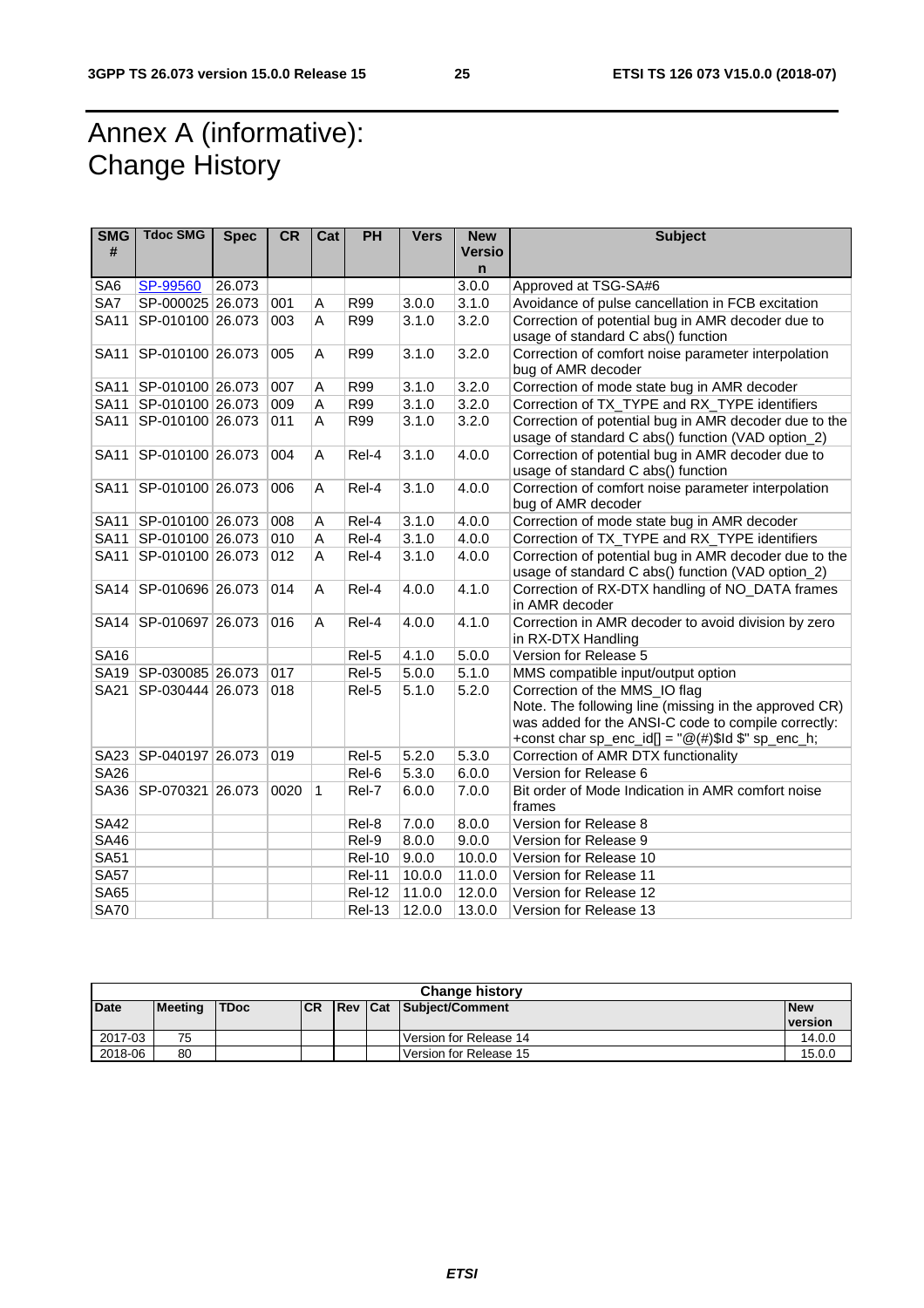# Annex A (informative): Change History

| SMG # | Tdoc SMG | Spec | CR | Cat | PH | Vers | New Version | Subject |
|---|---|---|---|---|---|---|---|---|
| SA6 | SP-99560 | 26.073 | | | | | 3.0.0 | Approved at TSG-SA#6 |
| SA7 | SP-000025 | 26.073 | 001 | A | R99 | 3.0.0 | 3.1.0 | Avoidance of pulse cancellation in FCB excitation |
| SA11 | SP-010100 | 26.073 | 003 | A | R99 | 3.1.0 | 3.2.0 | Correction of potential bug in AMR decoder due to usage of standard C abs() function |
| SA11 | SP-010100 | 26.073 | 005 | A | R99 | 3.1.0 | 3.2.0 | Correction of comfort noise parameter interpolation bug of AMR decoder |
| SA11 | SP-010100 | 26.073 | 007 | A | R99 | 3.1.0 | 3.2.0 | Correction of mode state bug in AMR decoder |
| SA11 | SP-010100 | 26.073 | 009 | A | R99 | 3.1.0 | 3.2.0 | Correction of TX_TYPE and RX_TYPE identifiers |
| SA11 | SP-010100 | 26.073 | 011 | A | R99 | 3.1.0 | 3.2.0 | Correction of potential bug in AMR decoder due to the usage of standard C abs() function (VAD option_2) |
| SA11 | SP-010100 | 26.073 | 004 | A | Rel-4 | 3.1.0 | 4.0.0 | Correction of potential bug in AMR decoder due to usage of standard C abs() function |
| SA11 | SP-010100 | 26.073 | 006 | A | Rel-4 | 3.1.0 | 4.0.0 | Correction of comfort noise parameter interpolation bug of AMR decoder |
| SA11 | SP-010100 | 26.073 | 008 | A | Rel-4 | 3.1.0 | 4.0.0 | Correction of mode state bug in AMR decoder |
| SA11 | SP-010100 | 26.073 | 010 | A | Rel-4 | 3.1.0 | 4.0.0 | Correction of TX_TYPE and RX_TYPE identifiers |
| SA11 | SP-010100 | 26.073 | 012 | A | Rel-4 | 3.1.0 | 4.0.0 | Correction of potential bug in AMR decoder due to the usage of standard C abs() function (VAD option_2) |
| SA14 | SP-010696 | 26.073 | 014 | A | Rel-4 | 4.0.0 | 4.1.0 | Correction of RX-DTX handling of NO_DATA frames in AMR decoder |
| SA14 | SP-010697 | 26.073 | 016 | A | Rel-4 | 4.0.0 | 4.1.0 | Correction in AMR decoder to avoid division by zero in RX-DTX Handling |
| SA16 | | | | | Rel-5 | 4.1.0 | 5.0.0 | Version for Release 5 |
| SA19 | SP-030085 | 26.073 | 017 | | Rel-5 | 5.0.0 | 5.1.0 | MMS compatible input/output option |
| SA21 | SP-030444 | 26.073 | 018 | | Rel-5 | 5.1.0 | 5.2.0 | Correction of the MMS_IO flag Note. The following line (missing in the approved CR) was added for the ANSI-C code to compile correctly: +const char sp_enc_id[] = "@(#)$Id $" sp_enc_h; |
| SA23 | SP-040197 | 26.073 | 019 | | Rel-5 | 5.2.0 | 5.3.0 | Correction of AMR DTX functionality |
| SA26 | | | | | Rel-6 | 5.3.0 | 6.0.0 | Version for Release 6 |
| SA36 | SP-070321 | 26.073 | 0020 | 1 | Rel-7 | 6.0.0 | 7.0.0 | Bit order of Mode Indication in AMR comfort noise frames |
| SA42 | | | | | Rel-8 | 7.0.0 | 8.0.0 | Version for Release 8 |
| SA46 | | | | | Rel-9 | 8.0.0 | 9.0.0 | Version for Release 9 |
| SA51 | | | | | Rel-10 | 9.0.0 | 10.0.0 | Version for Release 10 |
| SA57 | | | | | Rel-11 | 10.0.0 | 11.0.0 | Version for Release 11 |
| SA65 | | | | | Rel-12 | 11.0.0 | 12.0.0 | Version for Release 12 |
| SA70 | | | | | Rel-13 | 12.0.0 | 13.0.0 | Version for Release 13 |

| Change history | | | | | | | |
|---|---|---|---|---|---|---|---|
| **Date** | **Meeting** | **TDoc** | **CR** | **Rev** | **Cat** | **Subject/Comment** | **New version** |
| 2017-03 | 75 | | | | | Version for Release 14 | 14.0.0 |
| 2018-06 | 80 | | | | | Version for Release 15 | 15.0.0 |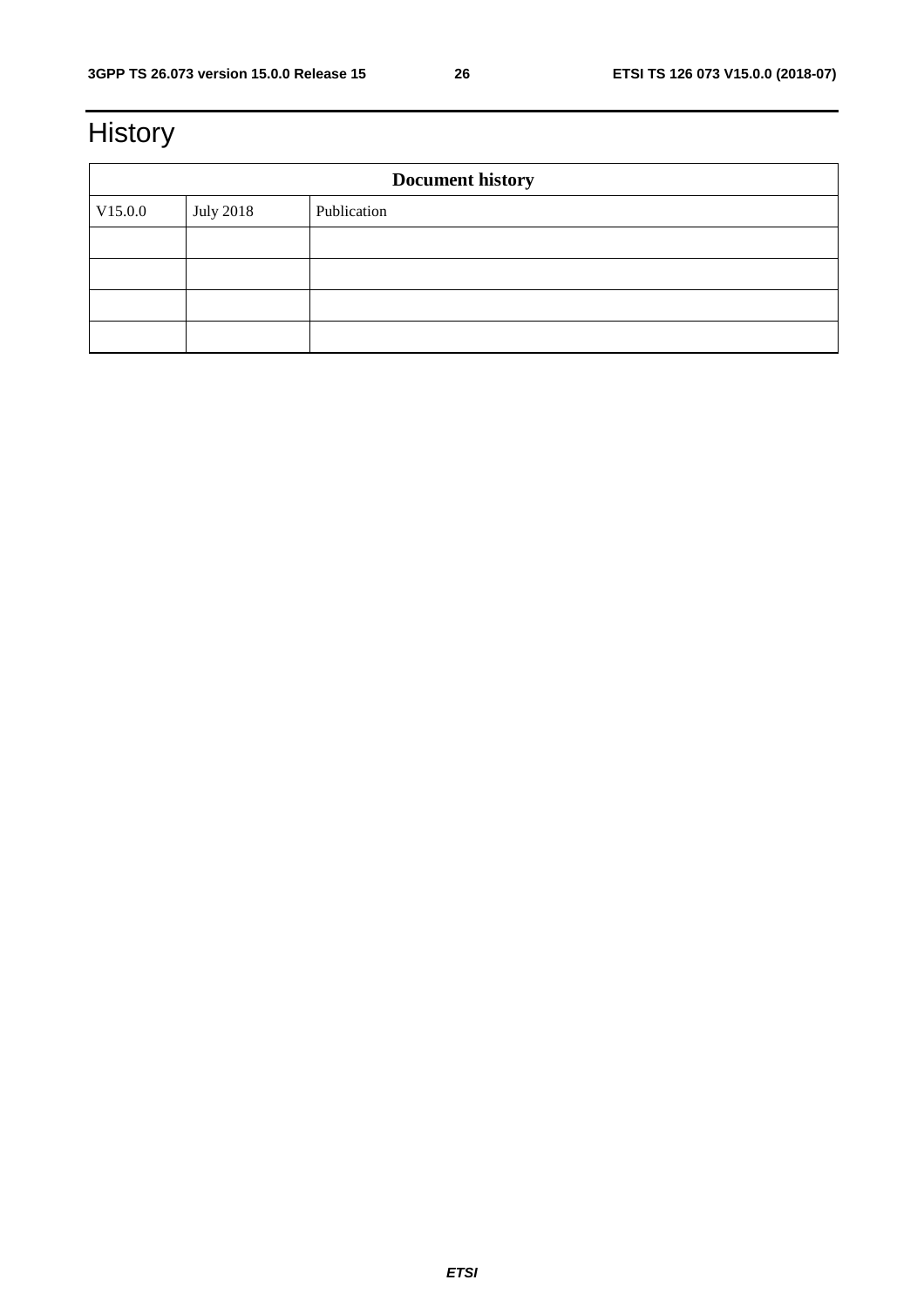# History

| Document history | | |
|---|---|---|
| V15.0.0 | July 2018 | Publication |
| | | |
| | | |
| | | |
| | | |